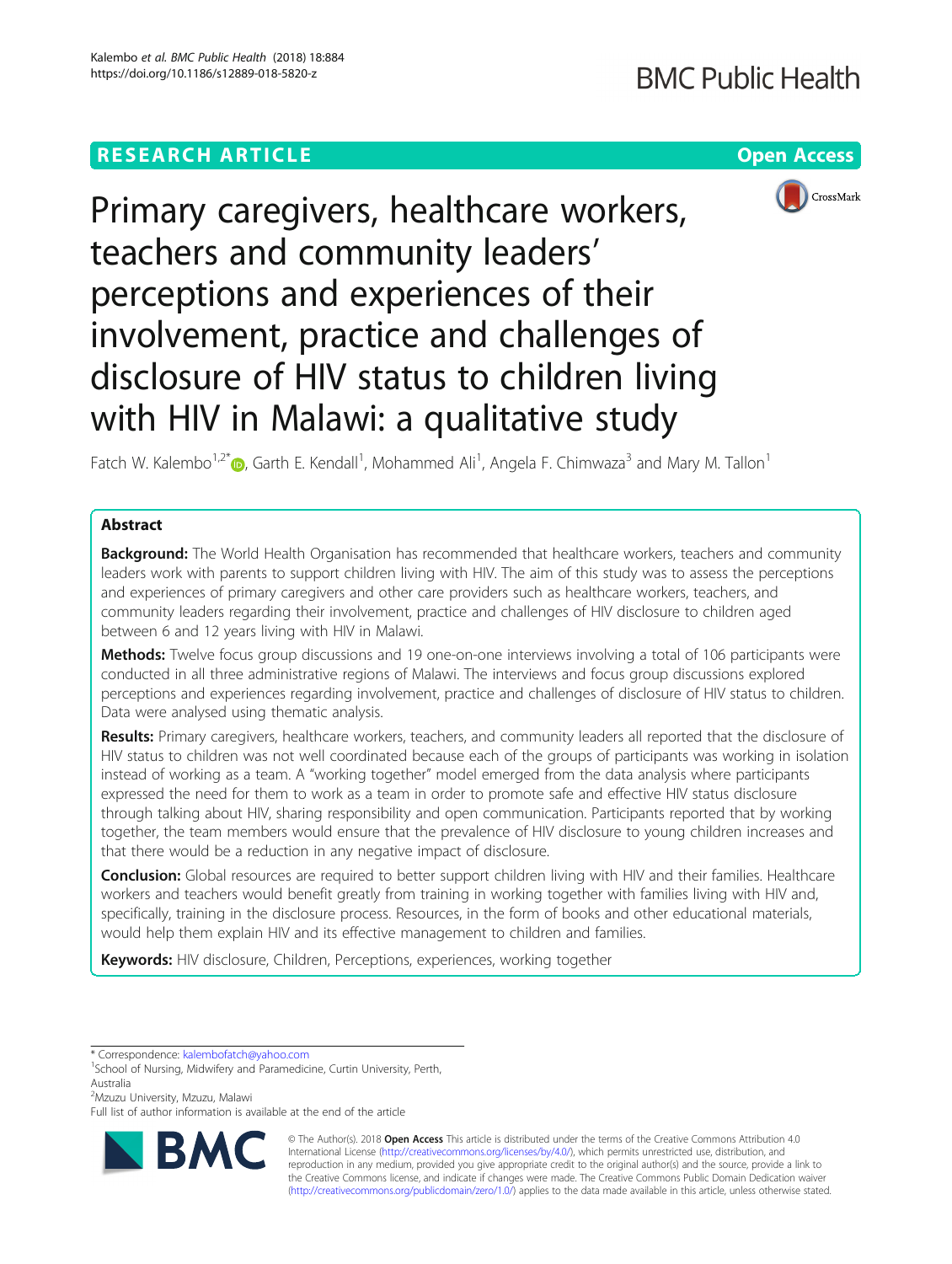RESEARCH ARTICLE

Open Access

# Primary caregivers, healthcare workers, teachers and community leaders' perceptions and experiences of their involvement, practice and challenges of disclosure of HIV status to children living with HIV in Malawi: a qualitative study

Fatch W. Kalembo[1,2*], Garth E. Kendall[1], Mohammed Ali[1], Angela F. Chimwaza[3] and Mary M. Tallon[1]

## Abstract

**Background:** The World Health Organisation has recommended that healthcare workers, teachers and community leaders work with parents to support children living with HIV. The aim of this study was to assess the perceptions and experiences of primary caregivers and other care providers such as healthcare workers, teachers, and community leaders regarding their involvement, practice and challenges of HIV disclosure to children aged between 6 and 12 years living with HIV in Malawi.

**Methods:** Twelve focus group discussions and 19 one-on-one interviews involving a total of 106 participants were conducted in all three administrative regions of Malawi. The interviews and focus group discussions explored perceptions and experiences regarding involvement, practice and challenges of disclosure of HIV status to children. Data were analysed using thematic analysis.

**Results:** Primary caregivers, healthcare workers, teachers, and community leaders all reported that the disclosure of HIV status to children was not well coordinated because each of the groups of participants was working in isolation instead of working as a team. A "working together" model emerged from the data analysis where participants expressed the need for them to work as a team in order to promote safe and effective HIV status disclosure through talking about HIV, sharing responsibility and open communication. Participants reported that by working together, the team members would ensure that the prevalence of HIV disclosure to young children increases and that there would be a reduction in any negative impact of disclosure.

**Conclusion:** Global resources are required to better support children living with HIV and their families. Healthcare workers and teachers would benefit greatly from training in working together with families living with HIV and, specifically, training in the disclosure process. Resources, in the form of books and other educational materials, would help them explain HIV and its effective management to children and families.

**Keywords:** HIV disclosure, Children, Perceptions, experiences, working together

---

* Correspondence: kalembofatch@yahoo.com
[1]School of Nursing, Midwifery and Paramedicine, Curtin University, Perth, Australia
[2]Mzuzu University, Mzuzu, Malawi
Full list of author information is available at the end of the article

© The Author(s). 2018 **Open Access** This article is distributed under the terms of the Creative Commons Attribution 4.0 International License (http://creativecommons.org/licenses/by/4.0/), which permits unrestricted use, distribution, and reproduction in any medium, provided you give appropriate credit to the original author(s) and the source, provide a link to the Creative Commons license, and indicate if changes were made. The Creative Commons Public Domain Dedication waiver (http://creativecommons.org/publicdomain/zero/1.0/) applies to the data made available in this article, unless otherwise stated.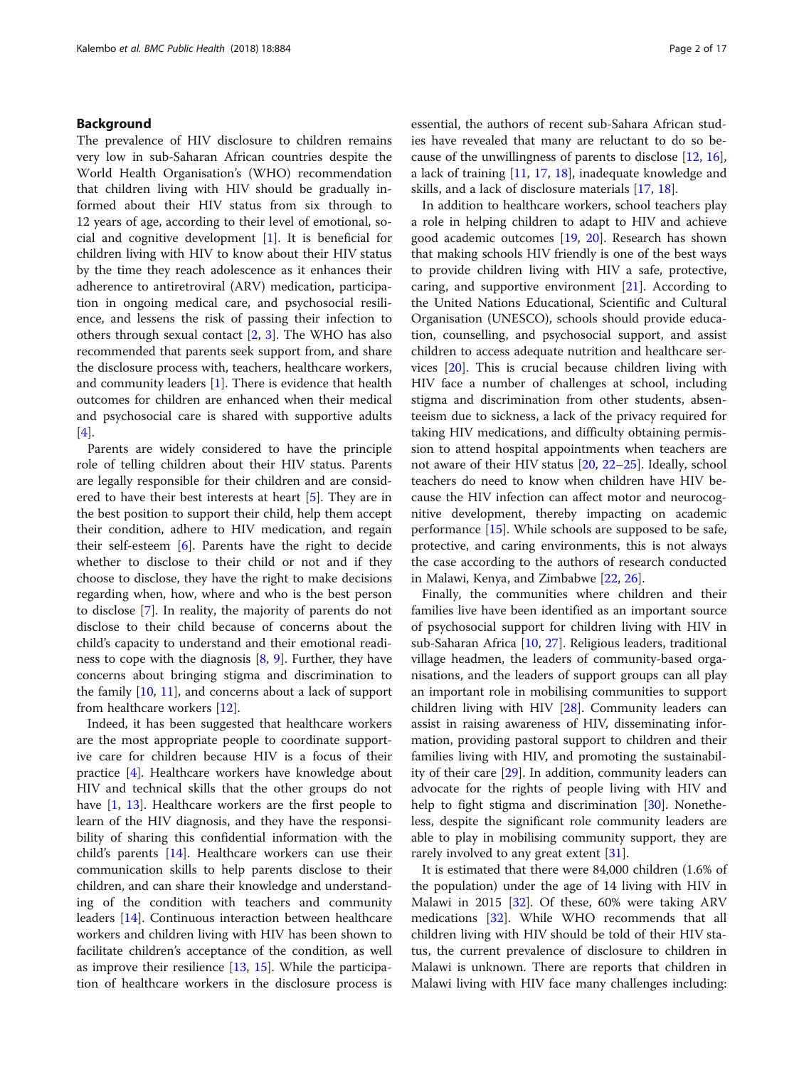## Background

The prevalence of HIV disclosure to children remains very low in sub-Saharan African countries despite the World Health Organisation's (WHO) recommendation that children living with HIV should be gradually informed about their HIV status from six through to 12 years of age, according to their level of emotional, social and cognitive development [1]. It is beneficial for children living with HIV to know about their HIV status by the time they reach adolescence as it enhances their adherence to antiretroviral (ARV) medication, participation in ongoing medical care, and psychosocial resilience, and lessens the risk of passing their infection to others through sexual contact [2, 3]. The WHO has also recommended that parents seek support from, and share the disclosure process with, teachers, healthcare workers, and community leaders [1]. There is evidence that health outcomes for children are enhanced when their medical and psychosocial care is shared with supportive adults [4].

Parents are widely considered to have the principle role of telling children about their HIV status. Parents are legally responsible for their children and are considered to have their best interests at heart [5]. They are in the best position to support their child, help them accept their condition, adhere to HIV medication, and regain their self-esteem [6]. Parents have the right to decide whether to disclose to their child or not and if they choose to disclose, they have the right to make decisions regarding when, how, where and who is the best person to disclose [7]. In reality, the majority of parents do not disclose to their child because of concerns about the child's capacity to understand and their emotional readiness to cope with the diagnosis [8, 9]. Further, they have concerns about bringing stigma and discrimination to the family [10, 11], and concerns about a lack of support from healthcare workers [12].

Indeed, it has been suggested that healthcare workers are the most appropriate people to coordinate supportive care for children because HIV is a focus of their practice [4]. Healthcare workers have knowledge about HIV and technical skills that the other groups do not have [1, 13]. Healthcare workers are the first people to learn of the HIV diagnosis, and they have the responsibility of sharing this confidential information with the child's parents [14]. Healthcare workers can use their communication skills to help parents disclose to their children, and can share their knowledge and understanding of the condition with teachers and community leaders [14]. Continuous interaction between healthcare workers and children living with HIV has been shown to facilitate children's acceptance of the condition, as well as improve their resilience [13, 15]. While the participation of healthcare workers in the disclosure process is essential, the authors of recent sub-Sahara African studies have revealed that many are reluctant to do so because of the unwillingness of parents to disclose [12, 16], a lack of training [11, 17, 18], inadequate knowledge and skills, and a lack of disclosure materials [17, 18].

In addition to healthcare workers, school teachers play a role in helping children to adapt to HIV and achieve good academic outcomes [19, 20]. Research has shown that making schools HIV friendly is one of the best ways to provide children living with HIV a safe, protective, caring, and supportive environment [21]. According to the United Nations Educational, Scientific and Cultural Organisation (UNESCO), schools should provide education, counselling, and psychosocial support, and assist children to access adequate nutrition and healthcare services [20]. This is crucial because children living with HIV face a number of challenges at school, including stigma and discrimination from other students, absenteeism due to sickness, a lack of the privacy required for taking HIV medications, and difficulty obtaining permission to attend hospital appointments when teachers are not aware of their HIV status [20, 22–25]. Ideally, school teachers do need to know when children have HIV because the HIV infection can affect motor and neurocognitive development, thereby impacting on academic performance [15]. While schools are supposed to be safe, protective, and caring environments, this is not always the case according to the authors of research conducted in Malawi, Kenya, and Zimbabwe [22, 26].

Finally, the communities where children and their families live have been identified as an important source of psychosocial support for children living with HIV in sub-Saharan Africa [10, 27]. Religious leaders, traditional village headmen, the leaders of community-based organisations, and the leaders of support groups can all play an important role in mobilising communities to support children living with HIV [28]. Community leaders can assist in raising awareness of HIV, disseminating information, providing pastoral support to children and their families living with HIV, and promoting the sustainability of their care [29]. In addition, community leaders can advocate for the rights of people living with HIV and help to fight stigma and discrimination [30]. Nonetheless, despite the significant role community leaders are able to play in mobilising community support, they are rarely involved to any great extent [31].

It is estimated that there were 84,000 children (1.6% of the population) under the age of 14 living with HIV in Malawi in 2015 [32]. Of these, 60% were taking ARV medications [32]. While WHO recommends that all children living with HIV should be told of their HIV status, the current prevalence of disclosure to children in Malawi is unknown. There are reports that children in Malawi living with HIV face many challenges including: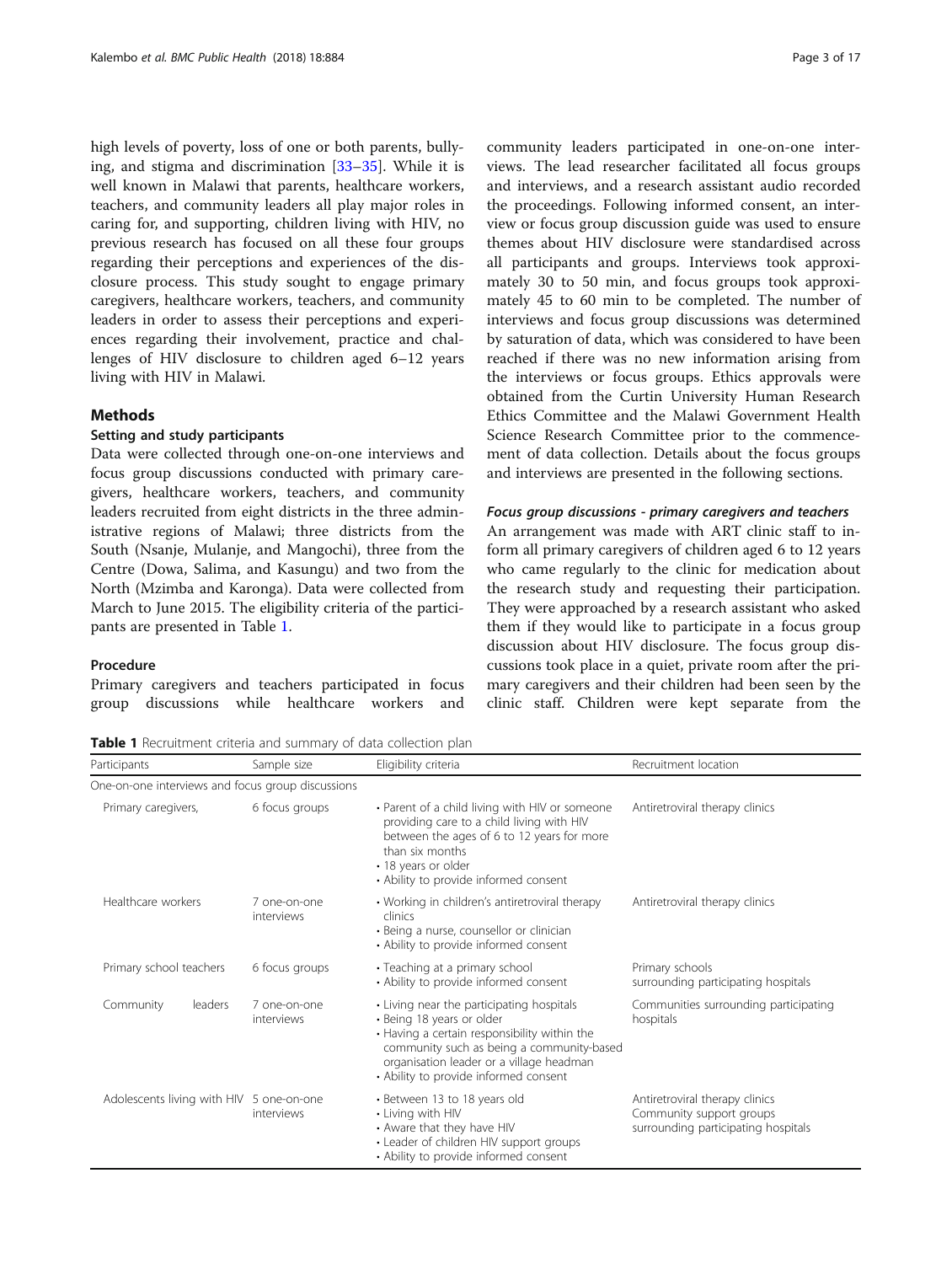high levels of poverty, loss of one or both parents, bullying, and stigma and discrimination [33–35]. While it is well known in Malawi that parents, healthcare workers, teachers, and community leaders all play major roles in caring for, and supporting, children living with HIV, no previous research has focused on all these four groups regarding their perceptions and experiences of the disclosure process. This study sought to engage primary caregivers, healthcare workers, teachers, and community leaders in order to assess their perceptions and experiences regarding their involvement, practice and challenges of HIV disclosure to children aged 6–12 years living with HIV in Malawi.

## Methods

### Setting and study participants

Data were collected through one-on-one interviews and focus group discussions conducted with primary caregivers, healthcare workers, teachers, and community leaders recruited from eight districts in the three administrative regions of Malawi; three districts from the South (Nsanje, Mulanje, and Mangochi), three from the Centre (Dowa, Salima, and Kasungu) and two from the North (Mzimba and Karonga). Data were collected from March to June 2015. The eligibility criteria of the participants are presented in Table 1.

### Procedure

Primary caregivers and teachers participated in focus group discussions while healthcare workers and community leaders participated in one-on-one interviews. The lead researcher facilitated all focus groups and interviews, and a research assistant audio recorded the proceedings. Following informed consent, an interview or focus group discussion guide was used to ensure themes about HIV disclosure were standardised across all participants and groups. Interviews took approximately 30 to 50 min, and focus groups took approximately 45 to 60 min to be completed. The number of interviews and focus group discussions was determined by saturation of data, which was considered to have been reached if there was no new information arising from the interviews or focus groups. Ethics approvals were obtained from the Curtin University Human Research Ethics Committee and the Malawi Government Health Science Research Committee prior to the commencement of data collection. Details about the focus groups and interviews are presented in the following sections.

#### *Focus group discussions - primary caregivers and teachers*

An arrangement was made with ART clinic staff to inform all primary caregivers of children aged 6 to 12 years who came regularly to the clinic for medication about the research study and requesting their participation. They were approached by a research assistant who asked them if they would like to participate in a focus group discussion about HIV disclosure. The focus group discussions took place in a quiet, private room after the primary caregivers and their children had been seen by the clinic staff. Children were kept separate from the

**Table 1** Recruitment criteria and summary of data collection plan

| Participants | Sample size | Eligibility criteria | Recruitment location |
|---|---|---|---|
| One-on-one interviews and focus group discussions | | | |
| Primary caregivers, | 6 focus groups | • Parent of a child living with HIV or someone providing care to a child living with HIV between the ages of 6 to 12 years for more than six months<br>• 18 years or older<br>• Ability to provide informed consent | Antiretroviral therapy clinics |
| Healthcare workers | 7 one-on-one interviews | • Working in children's antiretroviral therapy clinics<br>• Being a nurse, counsellor or clinician<br>• Ability to provide informed consent | Antiretroviral therapy clinics |
| Primary school teachers | 6 focus groups | • Teaching at a primary school<br>• Ability to provide informed consent | Primary schools surrounding participating hospitals |
| Community leaders | 7 one-on-one interviews | • Living near the participating hospitals<br>• Being 18 years or older<br>• Having a certain responsibility within the community such as being a community-based organisation leader or a village headman<br>• Ability to provide informed consent | Communities surrounding participating hospitals |
| Adolescents living with HIV | 5 one-on-one interviews | • Between 13 to 18 years old<br>• Living with HIV<br>• Aware that they have HIV<br>• Leader of children HIV support groups<br>• Ability to provide informed consent | Antiretroviral therapy clinics<br>Community support groups surrounding participating hospitals |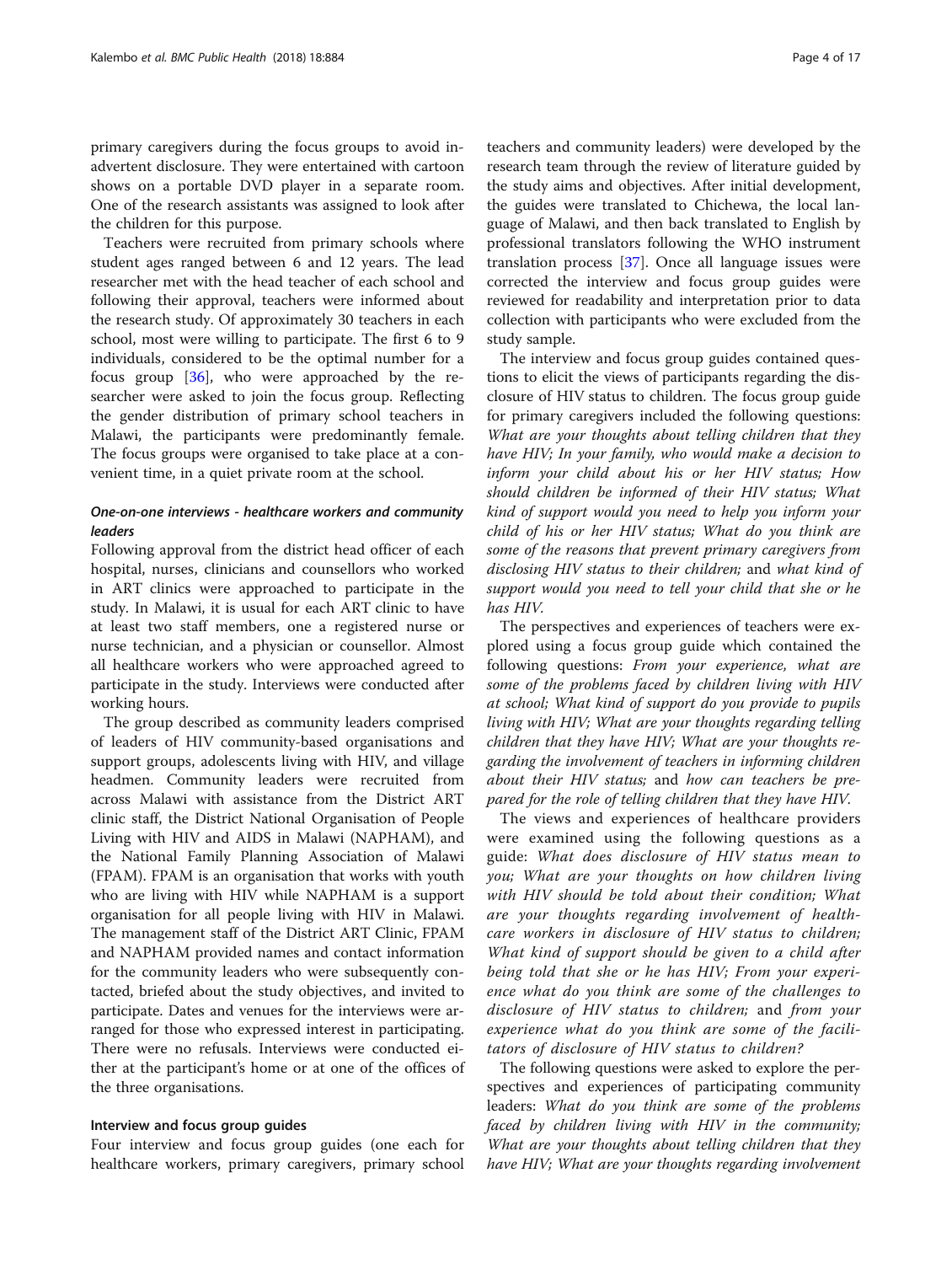primary caregivers during the focus groups to avoid inadvertent disclosure. They were entertained with cartoon shows on a portable DVD player in a separate room. One of the research assistants was assigned to look after the children for this purpose.

Teachers were recruited from primary schools where student ages ranged between 6 and 12 years. The lead researcher met with the head teacher of each school and following their approval, teachers were informed about the research study. Of approximately 30 teachers in each school, most were willing to participate. The first 6 to 9 individuals, considered to be the optimal number for a focus group [36], who were approached by the researcher were asked to join the focus group. Reflecting the gender distribution of primary school teachers in Malawi, the participants were predominantly female. The focus groups were organised to take place at a convenient time, in a quiet private room at the school.

### *One-on-one interviews - healthcare workers and community leaders*

Following approval from the district head officer of each hospital, nurses, clinicians and counsellors who worked in ART clinics were approached to participate in the study. In Malawi, it is usual for each ART clinic to have at least two staff members, one a registered nurse or nurse technician, and a physician or counsellor. Almost all healthcare workers who were approached agreed to participate in the study. Interviews were conducted after working hours.

The group described as community leaders comprised of leaders of HIV community-based organisations and support groups, adolescents living with HIV, and village headmen. Community leaders were recruited from across Malawi with assistance from the District ART clinic staff, the District National Organisation of People Living with HIV and AIDS in Malawi (NAPHAM), and the National Family Planning Association of Malawi (FPAM). FPAM is an organisation that works with youth who are living with HIV while NAPHAM is a support organisation for all people living with HIV in Malawi. The management staff of the District ART Clinic, FPAM and NAPHAM provided names and contact information for the community leaders who were subsequently contacted, briefed about the study objectives, and invited to participate. Dates and venues for the interviews were arranged for those who expressed interest in participating. There were no refusals. Interviews were conducted either at the participant's home or at one of the offices of the three organisations.

## Interview and focus group guides

Four interview and focus group guides (one each for healthcare workers, primary caregivers, primary school teachers and community leaders) were developed by the research team through the review of literature guided by the study aims and objectives. After initial development, the guides were translated to Chichewa, the local language of Malawi, and then back translated to English by professional translators following the WHO instrument translation process [37]. Once all language issues were corrected the interview and focus group guides were reviewed for readability and interpretation prior to data collection with participants who were excluded from the study sample.

The interview and focus group guides contained questions to elicit the views of participants regarding the disclosure of HIV status to children. The focus group guide for primary caregivers included the following questions: *What are your thoughts about telling children that they have HIV; In your family, who would make a decision to inform your child about his or her HIV status; How should children be informed of their HIV status; What kind of support would you need to help you inform your child of his or her HIV status; What do you think are some of the reasons that prevent primary caregivers from disclosing HIV status to their children;* and *what kind of support would you need to tell your child that she or he has HIV.*

The perspectives and experiences of teachers were explored using a focus group guide which contained the following questions: *From your experience, what are some of the problems faced by children living with HIV at school; What kind of support do you provide to pupils living with HIV; What are your thoughts regarding telling children that they have HIV; What are your thoughts regarding the involvement of teachers in informing children about their HIV status;* and *how can teachers be prepared for the role of telling children that they have HIV.*

The views and experiences of healthcare providers were examined using the following questions as a guide: *What does disclosure of HIV status mean to you; What are your thoughts on how children living with HIV should be told about their condition; What are your thoughts regarding involvement of healthcare workers in disclosure of HIV status to children; What kind of support should be given to a child after being told that she or he has HIV; From your experience what do you think are some of the challenges to disclosure of HIV status to children;* and *from your experience what do you think are some of the facilitators of disclosure of HIV status to children?*

The following questions were asked to explore the perspectives and experiences of participating community leaders: *What do you think are some of the problems faced by children living with HIV in the community; What are your thoughts about telling children that they have HIV; What are your thoughts regarding involvement*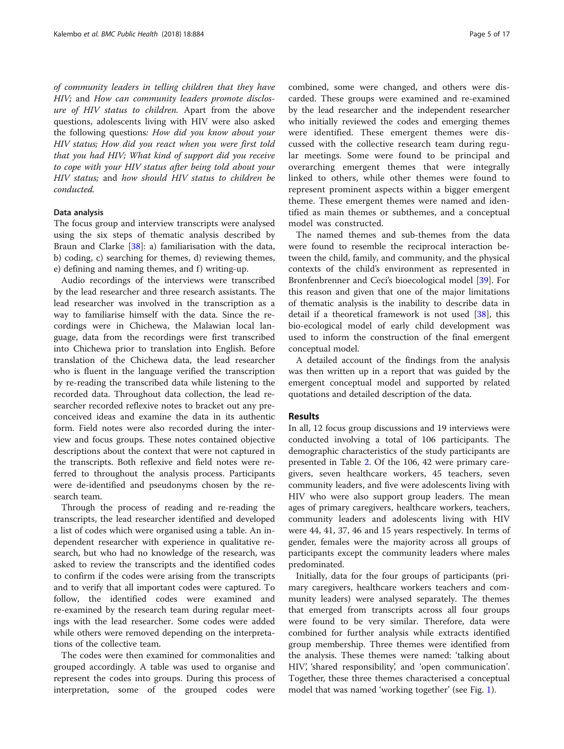*of community leaders in telling children that they have HIV;* and *How can community leaders promote disclosure of HIV status to children.* Apart from the above questions, adolescents living with HIV were also asked the following questions*: How did you know about your HIV status; How did you react when you were first told that you had HIV; What kind of support did you receive to cope with your HIV status after being told about your HIV status;* and *how should HIV status to children be conducted.*

### Data analysis

The focus group and interview transcripts were analysed using the six steps of thematic analysis described by Braun and Clarke [38]: a) familiarisation with the data, b) coding, c) searching for themes, d) reviewing themes, e) defining and naming themes, and f) writing-up.

Audio recordings of the interviews were transcribed by the lead researcher and three research assistants. The lead researcher was involved in the transcription as a way to familiarise himself with the data. Since the recordings were in Chichewa, the Malawian local language, data from the recordings were first transcribed into Chichewa prior to translation into English. Before translation of the Chichewa data, the lead researcher who is fluent in the language verified the transcription by re-reading the transcribed data while listening to the recorded data. Throughout data collection, the lead researcher recorded reflexive notes to bracket out any preconceived ideas and examine the data in its authentic form. Field notes were also recorded during the interview and focus groups. These notes contained objective descriptions about the context that were not captured in the transcripts. Both reflexive and field notes were referred to throughout the analysis process. Participants were de-identified and pseudonyms chosen by the research team.

Through the process of reading and re-reading the transcripts, the lead researcher identified and developed a list of codes which were organised using a table. An independent researcher with experience in qualitative research, but who had no knowledge of the research, was asked to review the transcripts and the identified codes to confirm if the codes were arising from the transcripts and to verify that all important codes were captured. To follow, the identified codes were examined and re-examined by the research team during regular meetings with the lead researcher. Some codes were added while others were removed depending on the interpretations of the collective team.

The codes were then examined for commonalities and grouped accordingly. A table was used to organise and represent the codes into groups. During this process of interpretation, some of the grouped codes were combined, some were changed, and others were discarded. These groups were examined and re-examined by the lead researcher and the independent researcher who initially reviewed the codes and emerging themes were identified. These emergent themes were discussed with the collective research team during regular meetings. Some were found to be principal and overarching emergent themes that were integrally linked to others, while other themes were found to represent prominent aspects within a bigger emergent theme. These emergent themes were named and identified as main themes or subthemes, and a conceptual model was constructed.

The named themes and sub-themes from the data were found to resemble the reciprocal interaction between the child, family, and community, and the physical contexts of the child's environment as represented in Bronfenbrenner and Ceci's bioecological model [39]. For this reason and given that one of the major limitations of thematic analysis is the inability to describe data in detail if a theoretical framework is not used [38], this bio-ecological model of early child development was used to inform the construction of the final emergent conceptual model.

A detailed account of the findings from the analysis was then written up in a report that was guided by the emergent conceptual model and supported by related quotations and detailed description of the data.

## Results

In all, 12 focus group discussions and 19 interviews were conducted involving a total of 106 participants. The demographic characteristics of the study participants are presented in Table 2. Of the 106, 42 were primary caregivers, seven healthcare workers, 45 teachers, seven community leaders, and five were adolescents living with HIV who were also support group leaders. The mean ages of primary caregivers, healthcare workers, teachers, community leaders and adolescents living with HIV were 44, 41, 37, 46 and 15 years respectively. In terms of gender, females were the majority across all groups of participants except the community leaders where males predominated.

Initially, data for the four groups of participants (primary caregivers, healthcare workers teachers and community leaders) were analysed separately. The themes that emerged from transcripts across all four groups were found to be very similar. Therefore, data were combined for further analysis while extracts identified group membership. Three themes were identified from the analysis. These themes were named: 'talking about HIV', 'shared responsibility', and 'open communication'. Together, these three themes characterised a conceptual model that was named 'working together' (see Fig. 1).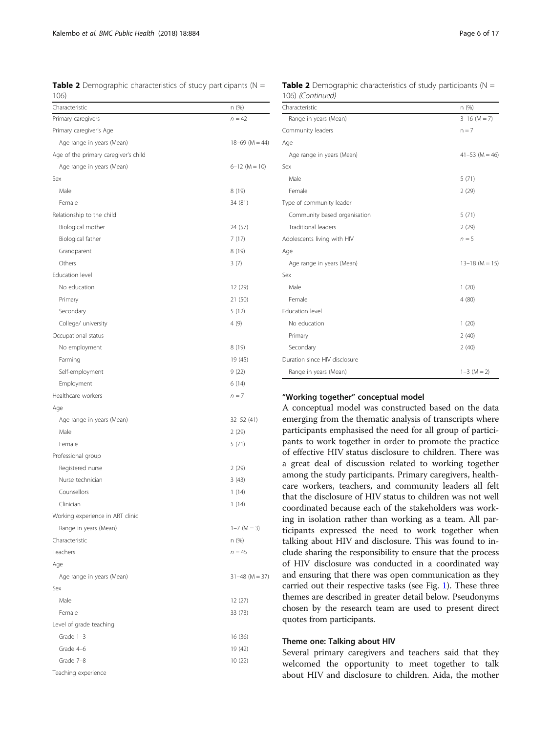**Table 2** Demographic characteristics of study participants (N = 106)

| Characteristic | n (%) |
| --- | --- |
| Primary caregivers | n = 42 |
| Primary caregiver's Age | |
| Age range in years (Mean) | 18–69 (M = 44) |
| Age of the primary caregiver's child | |
| Age range in years (Mean) | 6–12 (M = 10) |
| Sex | |
| Male | 8 (19) |
| Female | 34 (81) |
| Relationship to the child | |
| Biological mother | 24 (57) |
| Biological father | 7 (17) |
| Grandparent | 8 (19) |
| Others | 3 (7) |
| Education level | |
| No education | 12 (29) |
| Primary | 21 (50) |
| Secondary | 5 (12) |
| College/ university | 4 (9) |
| Occupational status | |
| No employment | 8 (19) |
| Farming | 19 (45) |
| Self-employment | 9 (22) |
| Employment | 6 (14) |
| Healthcare workers | n = 7 |
| Age | |
| Age range in years (Mean) | 32–52 (41) |
| Male | 2 (29) |
| Female | 5 (71) |
| Professional group | |
| Registered nurse | 2 (29) |
| Nurse technician | 3 (43) |
| Counsellors | 1 (14) |
| Clinician | 1 (14) |
| Working experience in ART clinic | |
| Range in years (Mean) | 1–7 (M = 3) |
| Characteristic | n (%) |
| Teachers | n = 45 |
| Age | |
| Age range in years (Mean) | 31–48 (M = 37) |
| Sex | |
| Male | 12 (27) |
| Female | 33 (73) |
| Level of grade teaching | |
| Grade 1–3 | 16 (36) |
| Grade 4–6 | 19 (42) |
| Grade 7–8 | 10 (22) |
| Teaching experience | |
| Range in years (Mean) | 3–16 (M = 7) |
| Community leaders | n = 7 |
| Age | |
| Age range in years (Mean) | 41–53 (M = 46) |
| Sex | |
| Male | 5 (71) |
| Female | 2 (29) |
| Type of community leader | |
| Community based organisation | 5 (71) |
| Traditional leaders | 2 (29) |
| Adolescents living with HIV | n = 5 |
| Age | |
| Age range in years (Mean) | 13–18 (M = 15) |
| Sex | |
| Male | 1 (20) |
| Female | 4 (80) |
| Education level | |
| No education | 1 (20) |
| Primary | 2 (40) |
| Secondary | 2 (40) |
| Duration since HIV disclosure | |
| Range in years (Mean) | 1–3 (M = 2) |

### "Working together" conceptual model

A conceptual model was constructed based on the data emerging from the thematic analysis of transcripts where participants emphasised the need for all group of participants to work together in order to promote the practice of effective HIV status disclosure to children. There was a great deal of discussion related to working together among the study participants. Primary caregivers, healthcare workers, teachers, and community leaders all felt that the disclosure of HIV status to children was not well coordinated because each of the stakeholders was working in isolation rather than working as a team. All participants expressed the need to work together when talking about HIV and disclosure. This was found to include sharing the responsibility to ensure that the process of HIV disclosure was conducted in a coordinated way and ensuring that there was open communication as they carried out their respective tasks (see Fig. 1). These three themes are described in greater detail below. Pseudonyms chosen by the research team are used to present direct quotes from participants.

### Theme one: Talking about HIV

Several primary caregivers and teachers said that they welcomed the opportunity to meet together to talk about HIV and disclosure to children. Aida, the mother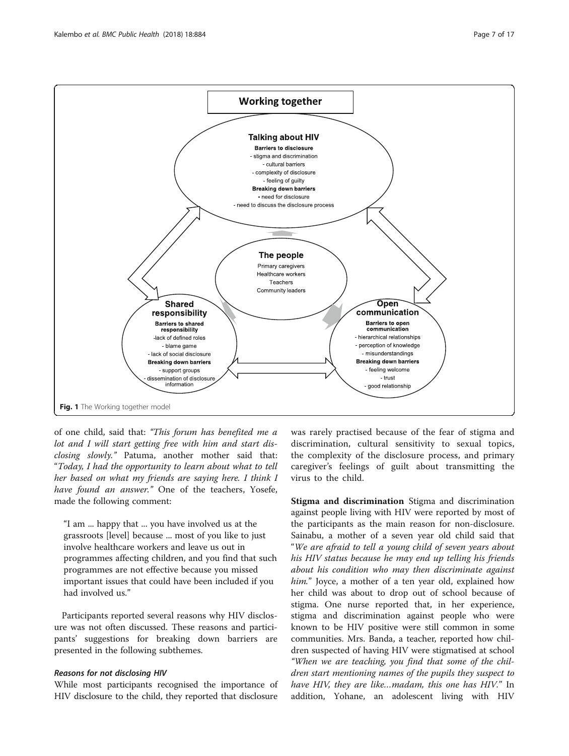**Working together**

**Talking about HIV**

**Barriers to disclosure**
- stigma and discrimination
- cultural barriers
- complexity of disclosure
- feeling of guilty

**Breaking down barriers**
- need for disclosure
- need to discuss the disclosure process

**The people**

Primary caregivers
Healthcare workers
Teachers
Community leaders

**Shared responsibility**

**Barriers to shared responsibility**
- lack of defined roles
- blame game
- lack of social disclosure

**Breaking down barriers**
- support groups
- dissemination of disclosure information

**Open communication**

**Barriers to open communication**
- hierarchical relationships
- perception of knowledge
- misunderstandings

**Breaking down barriers**
- feeling welcome
- trust
- good relationship

**Fig. 1** The Working together model

of one child, said that: *"This forum has benefited me a lot and I will start getting free with him and start disclosing slowly."* Patuma, another mother said that: "*Today, I had the opportunity to learn about what to tell her based on what my friends are saying here. I think I have found an answer."* One of the teachers, Yosefe, made the following comment:

> "I am ... happy that ... you have involved us at the grassroots [level] because ... most of you like to just involve healthcare workers and leave us out in programmes affecting children, and you find that such programmes are not effective because you missed important issues that could have been included if you had involved us."

Participants reported several reasons why HIV disclosure was not often discussed. These reasons and participants' suggestions for breaking down barriers are presented in the following subthemes.

### *Reasons for not disclosing HIV*

While most participants recognised the importance of HIV disclosure to the child, they reported that disclosure was rarely practised because of the fear of stigma and discrimination, cultural sensitivity to sexual topics, the complexity of the disclosure process, and primary caregiver's feelings of guilt about transmitting the virus to the child.

**Stigma and discrimination** Stigma and discrimination against people living with HIV were reported by most of the participants as the main reason for non-disclosure. Sainabu, a mother of a seven year old child said that "*We are afraid to tell a young child of seven years about his HIV status because he may end up telling his friends about his condition who may then discriminate against him.*" Joyce, a mother of a ten year old, explained how her child was about to drop out of school because of stigma. One nurse reported that, in her experience, stigma and discrimination against people who were known to be HIV positive were still common in some communities. Mrs. Banda, a teacher, reported how children suspected of having HIV were stigmatised at school *"When we are teaching, you find that some of the children start mentioning names of the pupils they suspect to have HIV, they are like…madam, this one has HIV."* In addition, Yohane, an adolescent living with HIV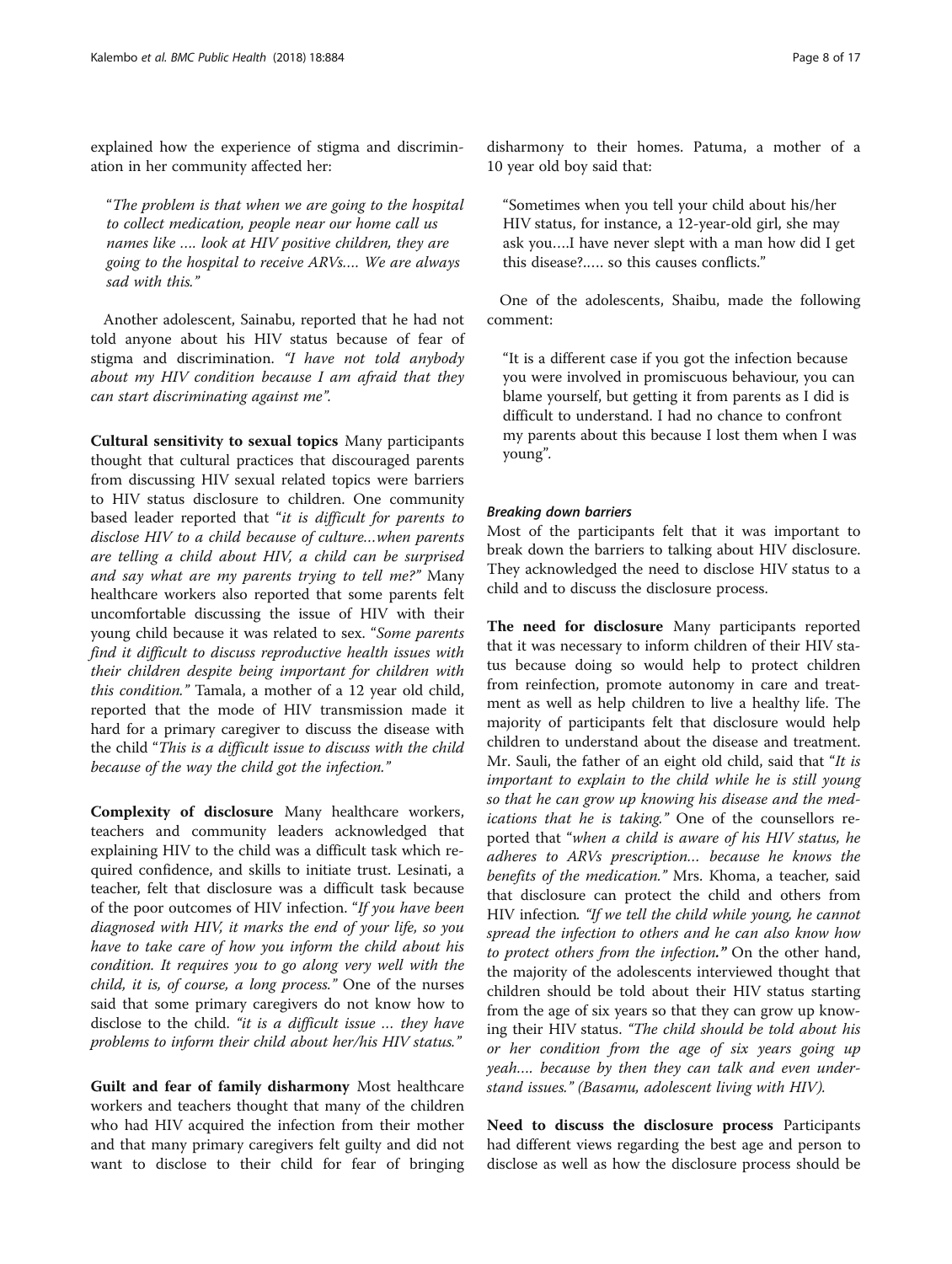explained how the experience of stigma and discrimination in her community affected her:

> "*The problem is that when we are going to the hospital to collect medication, people near our home call us names like …. look at HIV positive children, they are going to the hospital to receive ARVs.… We are always sad with this.*"

Another adolescent, Sainabu, reported that he had not told anyone about his HIV status because of fear of stigma and discrimination. *"I have not told anybody about my HIV condition because I am afraid that they can start discriminating against me"*.

**Cultural sensitivity to sexual topics** Many participants thought that cultural practices that discouraged parents from discussing HIV sexual related topics were barriers to HIV status disclosure to children. One community based leader reported that "*it is difficult for parents to disclose HIV to a child because of culture…when parents are telling a child about HIV, a child can be surprised and say what are my parents trying to tell me?*" Many healthcare workers also reported that some parents felt uncomfortable discussing the issue of HIV with their young child because it was related to sex. "*Some parents find it difficult to discuss reproductive health issues with their children despite being important for children with this condition.*" Tamala, a mother of a 12 year old child, reported that the mode of HIV transmission made it hard for a primary caregiver to discuss the disease with the child "*This is a difficult issue to discuss with the child because of the way the child got the infection.*"

**Complexity of disclosure** Many healthcare workers, teachers and community leaders acknowledged that explaining HIV to the child was a difficult task which required confidence, and skills to initiate trust. Lesinati, a teacher, felt that disclosure was a difficult task because of the poor outcomes of HIV infection. "*If you have been diagnosed with HIV, it marks the end of your life, so you have to take care of how you inform the child about his condition. It requires you to go along very well with the child, it is, of course, a long process.*" One of the nurses said that some primary caregivers do not know how to disclose to the child. *"it is a difficult issue … they have problems to inform their child about her/his HIV status."*

**Guilt and fear of family disharmony** Most healthcare workers and teachers thought that many of the children who had HIV acquired the infection from their mother and that many primary caregivers felt guilty and did not want to disclose to their child for fear of bringing disharmony to their homes. Patuma, a mother of a 10 year old boy said that:

> "Sometimes when you tell your child about his/her HIV status, for instance, a 12-year-old girl, she may ask you….I have never slept with a man how did I get this disease?….. so this causes conflicts."

One of the adolescents, Shaibu, made the following comment:

> "It is a different case if you got the infection because you were involved in promiscuous behaviour, you can blame yourself, but getting it from parents as I did is difficult to understand. I had no chance to confront my parents about this because I lost them when I was young".

#### *Breaking down barriers*

Most of the participants felt that it was important to break down the barriers to talking about HIV disclosure. They acknowledged the need to disclose HIV status to a child and to discuss the disclosure process.

**The need for disclosure** Many participants reported that it was necessary to inform children of their HIV status because doing so would help to protect children from reinfection, promote autonomy in care and treatment as well as help children to live a healthy life. The majority of participants felt that disclosure would help children to understand about the disease and treatment. Mr. Sauli, the father of an eight old child, said that "*It is important to explain to the child while he is still young so that he can grow up knowing his disease and the medications that he is taking.*" One of the counsellors reported that "*when a child is aware of his HIV status, he adheres to ARVs prescription… because he knows the benefits of the medication.*" Mrs. Khoma, a teacher, said that disclosure can protect the child and others from HIV infection*. "If we tell the child while young, he cannot spread the infection to others and he can also know how to protect others from the infection.***"** On the other hand, the majority of the adolescents interviewed thought that children should be told about their HIV status starting from the age of six years so that they can grow up knowing their HIV status. *"The child should be told about his or her condition from the age of six years going up yeah…. because by then they can talk and even understand issues." (Basamu, adolescent living with HIV).*

**Need to discuss the disclosure process** Participants had different views regarding the best age and person to disclose as well as how the disclosure process should be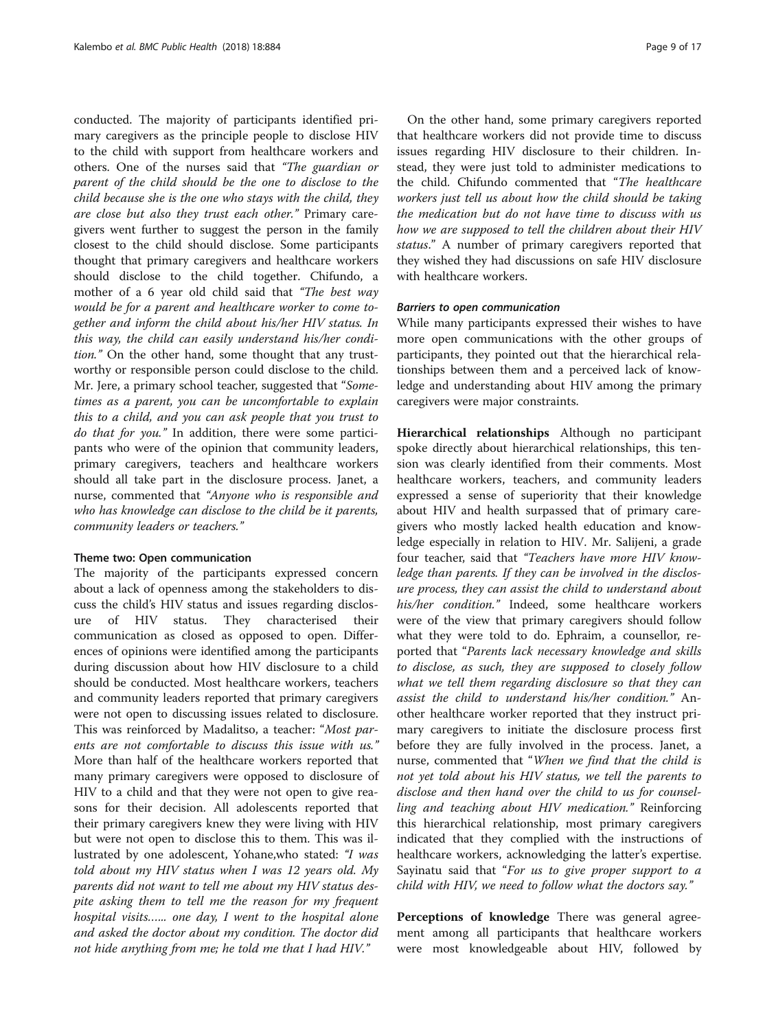conducted. The majority of participants identified primary caregivers as the principle people to disclose HIV to the child with support from healthcare workers and others. One of the nurses said that *"The guardian or parent of the child should be the one to disclose to the child because she is the one who stays with the child, they are close but also they trust each other."* Primary caregivers went further to suggest the person in the family closest to the child should disclose. Some participants thought that primary caregivers and healthcare workers should disclose to the child together. Chifundo, a mother of a 6 year old child said that *"The best way would be for a parent and healthcare worker to come together and inform the child about his/her HIV status. In this way, the child can easily understand his/her condition."* On the other hand, some thought that any trustworthy or responsible person could disclose to the child. Mr. Jere, a primary school teacher, suggested that "*Sometimes as a parent, you can be uncomfortable to explain this to a child, and you can ask people that you trust to do that for you."* In addition, there were some participants who were of the opinion that community leaders, primary caregivers, teachers and healthcare workers should all take part in the disclosure process. Janet, a nurse, commented that *"Anyone who is responsible and who has knowledge can disclose to the child be it parents, community leaders or teachers."*

### Theme two: Open communication

The majority of the participants expressed concern about a lack of openness among the stakeholders to discuss the child's HIV status and issues regarding disclosure of HIV status. They characterised their communication as closed as opposed to open. Differences of opinions were identified among the participants during discussion about how HIV disclosure to a child should be conducted. Most healthcare workers, teachers and community leaders reported that primary caregivers were not open to discussing issues related to disclosure. This was reinforced by Madalitso, a teacher: "*Most parents are not comfortable to discuss this issue with us."* More than half of the healthcare workers reported that many primary caregivers were opposed to disclosure of HIV to a child and that they were not open to give reasons for their decision. All adolescents reported that their primary caregivers knew they were living with HIV but were not open to disclose this to them. This was illustrated by one adolescent, Yohane,who stated: *"I was told about my HIV status when I was 12 years old. My parents did not want to tell me about my HIV status despite asking them to tell me the reason for my frequent hospital visits…... one day, I went to the hospital alone and asked the doctor about my condition. The doctor did not hide anything from me; he told me that I had HIV."*

On the other hand, some primary caregivers reported that healthcare workers did not provide time to discuss issues regarding HIV disclosure to their children. Instead, they were just told to administer medications to the child. Chifundo commented that "*The healthcare workers just tell us about how the child should be taking the medication but do not have time to discuss with us how we are supposed to tell the children about their HIV status*." A number of primary caregivers reported that they wished they had discussions on safe HIV disclosure with healthcare workers.

#### Barriers to open communication

While many participants expressed their wishes to have more open communications with the other groups of participants, they pointed out that the hierarchical relationships between them and a perceived lack of knowledge and understanding about HIV among the primary caregivers were major constraints.

**Hierarchical relationships** Although no participant spoke directly about hierarchical relationships, this tension was clearly identified from their comments. Most healthcare workers, teachers, and community leaders expressed a sense of superiority that their knowledge about HIV and health surpassed that of primary caregivers who mostly lacked health education and knowledge especially in relation to HIV. Mr. Salijeni, a grade four teacher, said that *"Teachers have more HIV knowledge than parents. If they can be involved in the disclosure process, they can assist the child to understand about his/her condition."* Indeed, some healthcare workers were of the view that primary caregivers should follow what they were told to do. Ephraim, a counsellor, reported that "*Parents lack necessary knowledge and skills to disclose, as such, they are supposed to closely follow what we tell them regarding disclosure so that they can assist the child to understand his/her condition."* Another healthcare worker reported that they instruct primary caregivers to initiate the disclosure process first before they are fully involved in the process. Janet, a nurse, commented that "*When we find that the child is not yet told about his HIV status, we tell the parents to disclose and then hand over the child to us for counselling and teaching about HIV medication."* Reinforcing this hierarchical relationship, most primary caregivers indicated that they complied with the instructions of healthcare workers, acknowledging the latter's expertise. Sayinatu said that "*For us to give proper support to a child with HIV, we need to follow what the doctors say."*

**Perceptions of knowledge** There was general agreement among all participants that healthcare workers were most knowledgeable about HIV, followed by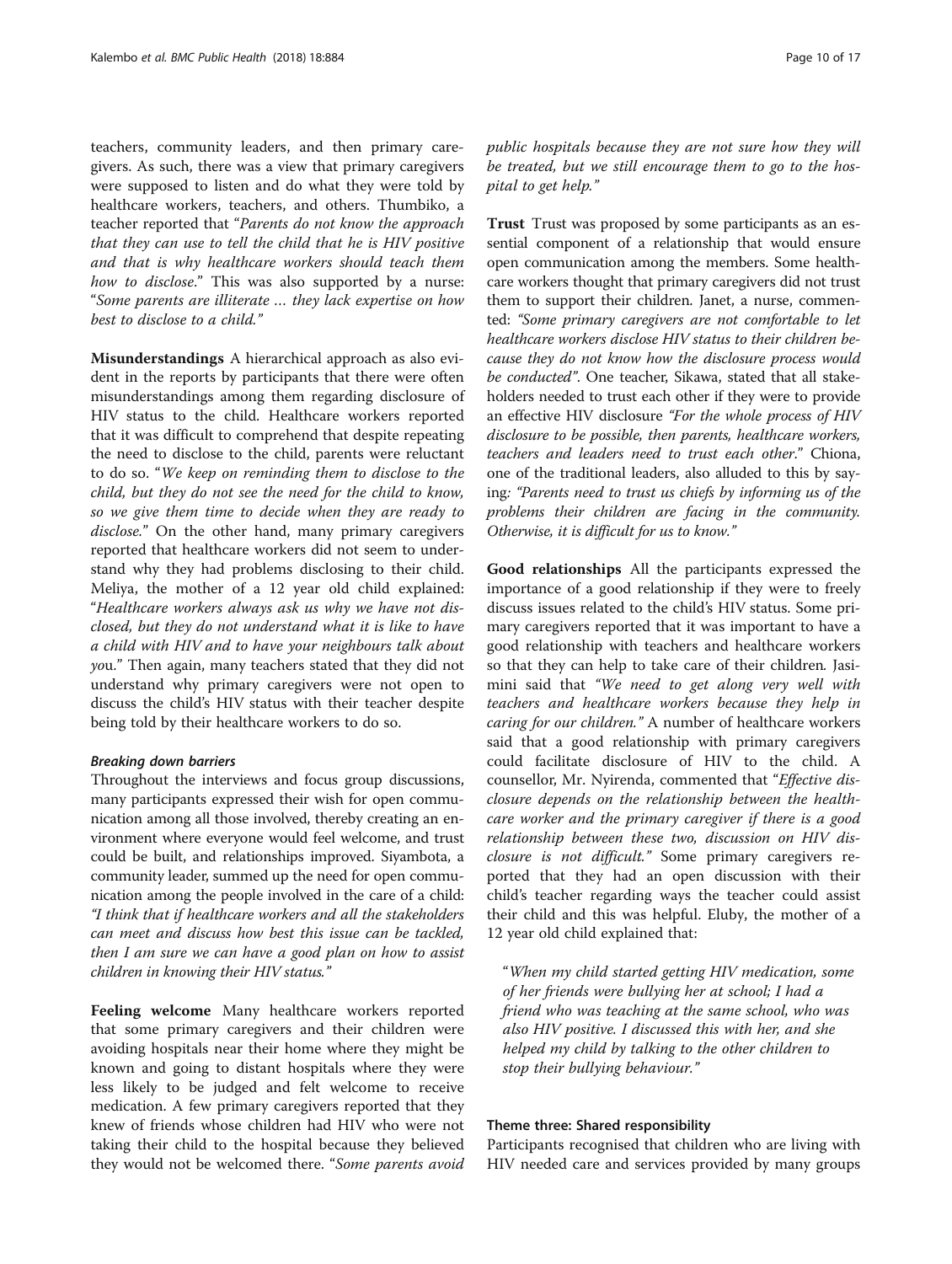teachers, community leaders, and then primary caregivers. As such, there was a view that primary caregivers were supposed to listen and do what they were told by healthcare workers, teachers, and others. Thumbiko, a teacher reported that "*Parents do not know the approach that they can use to tell the child that he is HIV positive and that is why healthcare workers should teach them how to disclose*." This was also supported by a nurse: "*Some parents are illiterate … they lack expertise on how best to disclose to a child.*"

**Misunderstandings** A hierarchical approach as also evident in the reports by participants that there were often misunderstandings among them regarding disclosure of HIV status to the child. Healthcare workers reported that it was difficult to comprehend that despite repeating the need to disclose to the child, parents were reluctant to do so. "*We keep on reminding them to disclose to the child, but they do not see the need for the child to know, so we give them time to decide when they are ready to disclose.*" On the other hand, many primary caregivers reported that healthcare workers did not seem to understand why they had problems disclosing to their child. Meliya, the mother of a 12 year old child explained: "*Healthcare workers always ask us why we have not disclosed, but they do not understand what it is like to have a child with HIV and to have your neighbours talk about you*." Then again, many teachers stated that they did not understand why primary caregivers were not open to discuss the child's HIV status with their teacher despite being told by their healthcare workers to do so.

#### *Breaking down barriers*

Throughout the interviews and focus group discussions, many participants expressed their wish for open communication among all those involved, thereby creating an environment where everyone would feel welcome, and trust could be built, and relationships improved. Siyambota, a community leader, summed up the need for open communication among the people involved in the care of a child: *"I think that if healthcare workers and all the stakeholders can meet and discuss how best this issue can be tackled, then I am sure we can have a good plan on how to assist children in knowing their HIV status."*

**Feeling welcome** Many healthcare workers reported that some primary caregivers and their children were avoiding hospitals near their home where they might be known and going to distant hospitals where they were less likely to be judged and felt welcome to receive medication. A few primary caregivers reported that they knew of friends whose children had HIV who were not taking their child to the hospital because they believed they would not be welcomed there. "*Some parents avoid public hospitals because they are not sure how they will be treated, but we still encourage them to go to the hospital to get help.*"

**Trust** Trust was proposed by some participants as an essential component of a relationship that would ensure open communication among the members. Some healthcare workers thought that primary caregivers did not trust them to support their children. Janet, a nurse, commented: *"Some primary caregivers are not comfortable to let healthcare workers disclose HIV status to their children because they do not know how the disclosure process would be conducted"*. One teacher, Sikawa, stated that all stakeholders needed to trust each other if they were to provide an effective HIV disclosure *"For the whole process of HIV disclosure to be possible, then parents, healthcare workers, teachers and leaders need to trust each other*." Chiona, one of the traditional leaders, also alluded to this by saying: *"Parents need to trust us chiefs by informing us of the problems their children are facing in the community. Otherwise, it is difficult for us to know."*

**Good relationships** All the participants expressed the importance of a good relationship if they were to freely discuss issues related to the child's HIV status. Some primary caregivers reported that it was important to have a good relationship with teachers and healthcare workers so that they can help to take care of their children. Jasimini said that *"We need to get along very well with teachers and healthcare workers because they help in caring for our children."* A number of healthcare workers said that a good relationship with primary caregivers could facilitate disclosure of HIV to the child. A counsellor, Mr. Nyirenda, commented that "*Effective disclosure depends on the relationship between the healthcare worker and the primary caregiver if there is a good relationship between these two, discussion on HIV disclosure is not difficult.*" Some primary caregivers reported that they had an open discussion with their child's teacher regarding ways the teacher could assist their child and this was helpful. Eluby, the mother of a 12 year old child explained that:

> "*When my child started getting HIV medication, some of her friends were bullying her at school; I had a friend who was teaching at the same school, who was also HIV positive. I discussed this with her, and she helped my child by talking to the other children to stop their bullying behaviour.*"

#### Theme three: Shared responsibility

Participants recognised that children who are living with HIV needed care and services provided by many groups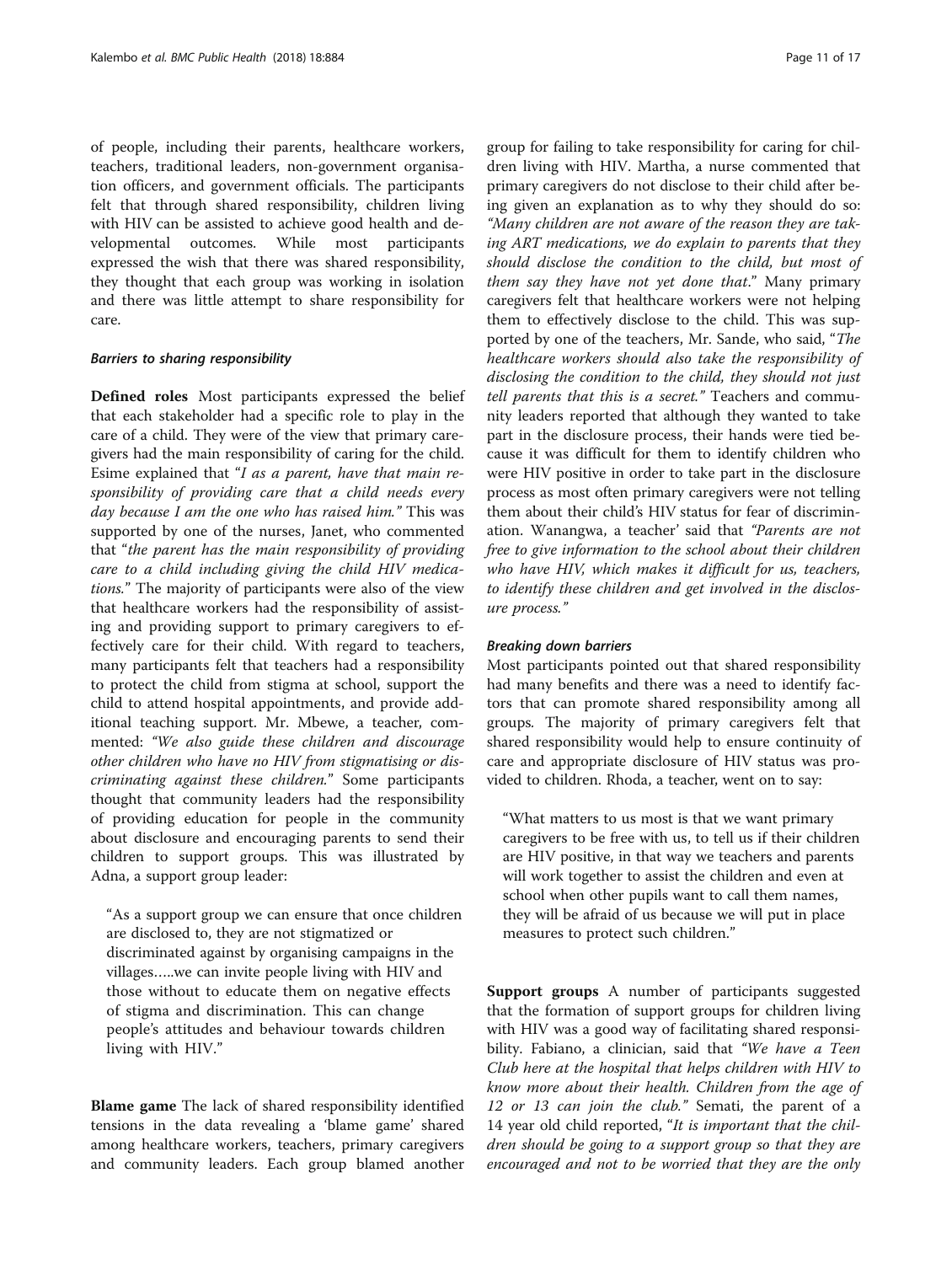of people, including their parents, healthcare workers, teachers, traditional leaders, non-government organisation officers, and government officials. The participants felt that through shared responsibility, children living with HIV can be assisted to achieve good health and developmental outcomes. While most participants expressed the wish that there was shared responsibility, they thought that each group was working in isolation and there was little attempt to share responsibility for care.

#### *Barriers to sharing responsibility*

**Defined roles** Most participants expressed the belief that each stakeholder had a specific role to play in the care of a child. They were of the view that primary caregivers had the main responsibility of caring for the child. Esime explained that "*I as a parent, have that main responsibility of providing care that a child needs every day because I am the one who has raised him.*" This was supported by one of the nurses, Janet, who commented that "*the parent has the main responsibility of providing care to a child including giving the child HIV medications.*" The majority of participants were also of the view that healthcare workers had the responsibility of assisting and providing support to primary caregivers to effectively care for their child. With regard to teachers, many participants felt that teachers had a responsibility to protect the child from stigma at school, support the child to attend hospital appointments, and provide additional teaching support. Mr. Mbewe, a teacher, commented: *"We also guide these children and discourage other children who have no HIV from stigmatising or discriminating against these children."* Some participants thought that community leaders had the responsibility of providing education for people in the community about disclosure and encouraging parents to send their children to support groups. This was illustrated by Adna, a support group leader:

> "As a support group we can ensure that once children are disclosed to, they are not stigmatized or discriminated against by organising campaigns in the villages…..we can invite people living with HIV and those without to educate them on negative effects of stigma and discrimination. This can change people's attitudes and behaviour towards children living with HIV."

**Blame game** The lack of shared responsibility identified tensions in the data revealing a 'blame game' shared among healthcare workers, teachers, primary caregivers and community leaders. Each group blamed another group for failing to take responsibility for caring for children living with HIV. Martha, a nurse commented that primary caregivers do not disclose to their child after being given an explanation as to why they should do so: *"Many children are not aware of the reason they are taking ART medications, we do explain to parents that they should disclose the condition to the child, but most of them say they have not yet done that*." Many primary caregivers felt that healthcare workers were not helping them to effectively disclose to the child. This was supported by one of the teachers, Mr. Sande, who said, "*The healthcare workers should also take the responsibility of disclosing the condition to the child, they should not just tell parents that this is a secret.*" Teachers and community leaders reported that although they wanted to take part in the disclosure process, their hands were tied because it was difficult for them to identify children who were HIV positive in order to take part in the disclosure process as most often primary caregivers were not telling them about their child's HIV status for fear of discrimination. Wanangwa, a teacher' said that *"Parents are not free to give information to the school about their children who have HIV, which makes it difficult for us, teachers, to identify these children and get involved in the disclosure process."*

#### *Breaking down barriers*

Most participants pointed out that shared responsibility had many benefits and there was a need to identify factors that can promote shared responsibility among all groups. The majority of primary caregivers felt that shared responsibility would help to ensure continuity of care and appropriate disclosure of HIV status was provided to children. Rhoda, a teacher, went on to say:

> "What matters to us most is that we want primary caregivers to be free with us, to tell us if their children are HIV positive, in that way we teachers and parents will work together to assist the children and even at school when other pupils want to call them names, they will be afraid of us because we will put in place measures to protect such children."

**Support groups** A number of participants suggested that the formation of support groups for children living with HIV was a good way of facilitating shared responsibility. Fabiano, a clinician, said that *"We have a Teen Club here at the hospital that helps children with HIV to know more about their health. Children from the age of 12 or 13 can join the club."* Semati, the parent of a 14 year old child reported, "*It is important that the children should be going to a support group so that they are encouraged and not to be worried that they are the only*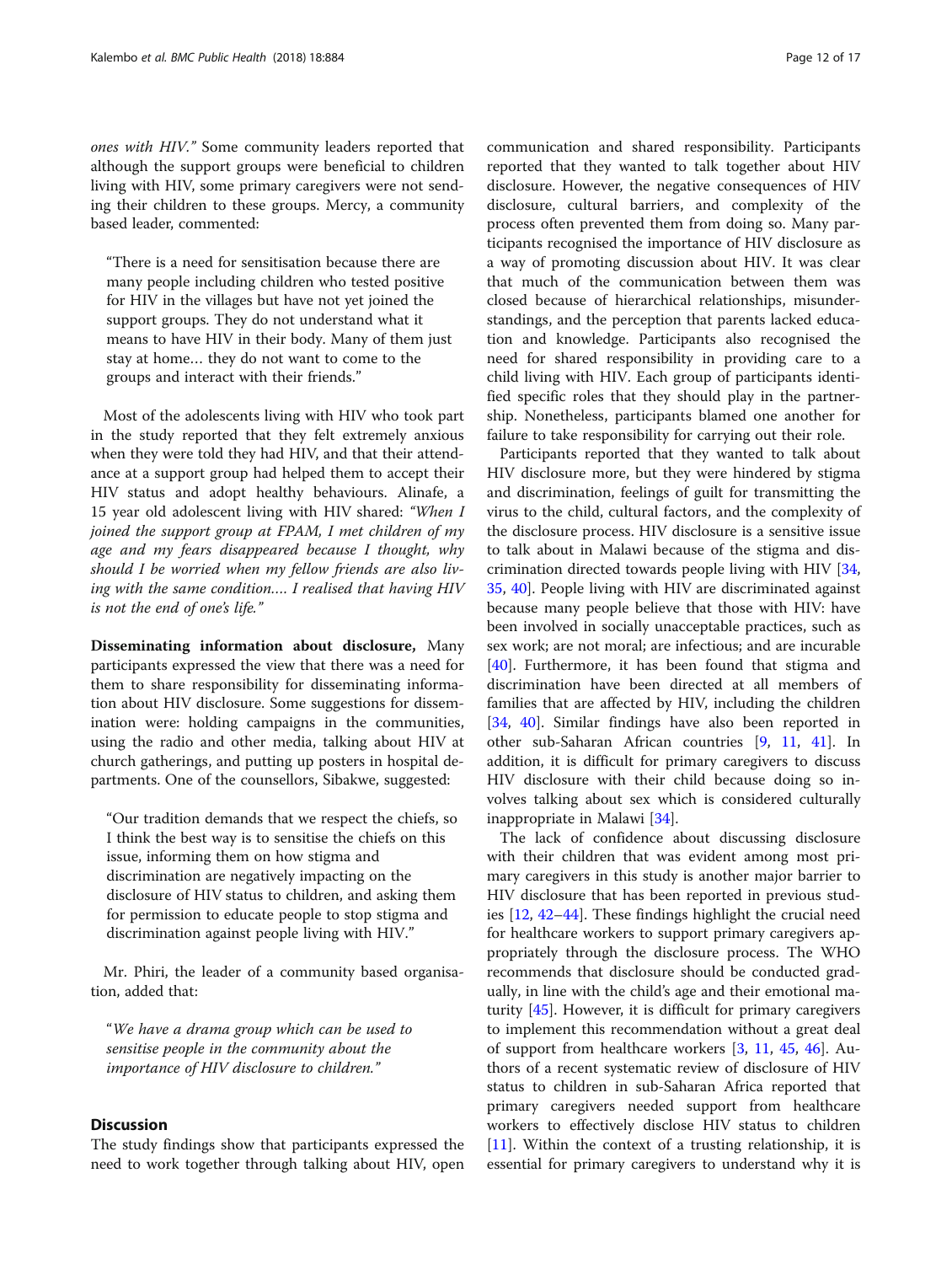ones with HIV." Some community leaders reported that although the support groups were beneficial to children living with HIV, some primary caregivers were not sending their children to these groups. Mercy, a community based leader, commented:

> "There is a need for sensitisation because there are many people including children who tested positive for HIV in the villages but have not yet joined the support groups. They do not understand what it means to have HIV in their body. Many of them just stay at home… they do not want to come to the groups and interact with their friends."

Most of the adolescents living with HIV who took part in the study reported that they felt extremely anxious when they were told they had HIV, and that their attendance at a support group had helped them to accept their HIV status and adopt healthy behaviours. Alinafe, a 15 year old adolescent living with HIV shared: *"When I joined the support group at FPAM, I met children of my age and my fears disappeared because I thought, why should I be worried when my fellow friends are also living with the same condition…. I realised that having HIV is not the end of one's life."*

**Disseminating information about disclosure,** Many participants expressed the view that there was a need for them to share responsibility for disseminating information about HIV disclosure. Some suggestions for dissemination were: holding campaigns in the communities, using the radio and other media, talking about HIV at church gatherings, and putting up posters in hospital departments. One of the counsellors, Sibakwe, suggested:

> "Our tradition demands that we respect the chiefs, so I think the best way is to sensitise the chiefs on this issue, informing them on how stigma and discrimination are negatively impacting on the disclosure of HIV status to children, and asking them for permission to educate people to stop stigma and discrimination against people living with HIV."

Mr. Phiri, the leader of a community based organisation, added that:

> *"We have a drama group which can be used to sensitise people in the community about the importance of HIV disclosure to children."*

## Discussion

The study findings show that participants expressed the need to work together through talking about HIV, open communication and shared responsibility. Participants reported that they wanted to talk together about HIV disclosure. However, the negative consequences of HIV disclosure, cultural barriers, and complexity of the process often prevented them from doing so. Many participants recognised the importance of HIV disclosure as a way of promoting discussion about HIV. It was clear that much of the communication between them was closed because of hierarchical relationships, misunderstandings, and the perception that parents lacked education and knowledge. Participants also recognised the need for shared responsibility in providing care to a child living with HIV. Each group of participants identified specific roles that they should play in the partnership. Nonetheless, participants blamed one another for failure to take responsibility for carrying out their role.

Participants reported that they wanted to talk about HIV disclosure more, but they were hindered by stigma and discrimination, feelings of guilt for transmitting the virus to the child, cultural factors, and the complexity of the disclosure process. HIV disclosure is a sensitive issue to talk about in Malawi because of the stigma and discrimination directed towards people living with HIV [34, 35, 40]. People living with HIV are discriminated against because many people believe that those with HIV: have been involved in socially unacceptable practices, such as sex work; are not moral; are infectious; and are incurable [40]. Furthermore, it has been found that stigma and discrimination have been directed at all members of families that are affected by HIV, including the children [34, 40]. Similar findings have also been reported in other sub-Saharan African countries [9, 11, 41]. In addition, it is difficult for primary caregivers to discuss HIV disclosure with their child because doing so involves talking about sex which is considered culturally inappropriate in Malawi [34].

The lack of confidence about discussing disclosure with their children that was evident among most primary caregivers in this study is another major barrier to HIV disclosure that has been reported in previous studies [12, 42–44]. These findings highlight the crucial need for healthcare workers to support primary caregivers appropriately through the disclosure process. The WHO recommends that disclosure should be conducted gradually, in line with the child's age and their emotional maturity [45]. However, it is difficult for primary caregivers to implement this recommendation without a great deal of support from healthcare workers [3, 11, 45, 46]. Authors of a recent systematic review of disclosure of HIV status to children in sub-Saharan Africa reported that primary caregivers needed support from healthcare workers to effectively disclose HIV status to children [11]. Within the context of a trusting relationship, it is essential for primary caregivers to understand why it is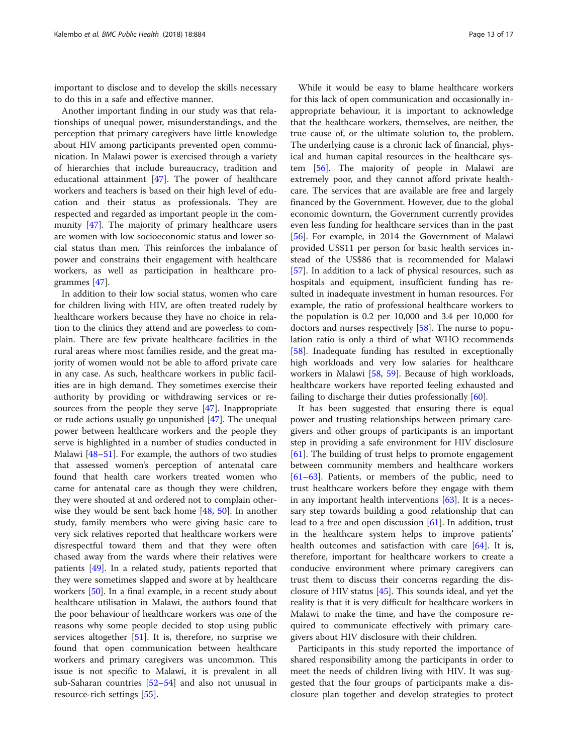important to disclose and to develop the skills necessary to do this in a safe and effective manner.

Another important finding in our study was that relationships of unequal power, misunderstandings, and the perception that primary caregivers have little knowledge about HIV among participants prevented open communication. In Malawi power is exercised through a variety of hierarchies that include bureaucracy, tradition and educational attainment [47]. The power of healthcare workers and teachers is based on their high level of education and their status as professionals. They are respected and regarded as important people in the community [47]. The majority of primary healthcare users are women with low socioeconomic status and lower social status than men. This reinforces the imbalance of power and constrains their engagement with healthcare workers, as well as participation in healthcare programmes [47].

In addition to their low social status, women who care for children living with HIV, are often treated rudely by healthcare workers because they have no choice in relation to the clinics they attend and are powerless to complain. There are few private healthcare facilities in the rural areas where most families reside, and the great majority of women would not be able to afford private care in any case. As such, healthcare workers in public facilities are in high demand. They sometimes exercise their authority by providing or withdrawing services or resources from the people they serve [47]. Inappropriate or rude actions usually go unpunished [47]. The unequal power between healthcare workers and the people they serve is highlighted in a number of studies conducted in Malawi [48–51]. For example, the authors of two studies that assessed women's perception of antenatal care found that health care workers treated women who came for antenatal care as though they were children, they were shouted at and ordered not to complain otherwise they would be sent back home [48, 50]. In another study, family members who were giving basic care to very sick relatives reported that healthcare workers were disrespectful toward them and that they were often chased away from the wards where their relatives were patients [49]. In a related study, patients reported that they were sometimes slapped and swore at by healthcare workers [50]. In a final example, in a recent study about healthcare utilisation in Malawi, the authors found that the poor behaviour of healthcare workers was one of the reasons why some people decided to stop using public services altogether [51]. It is, therefore, no surprise we found that open communication between healthcare workers and primary caregivers was uncommon. This issue is not specific to Malawi, it is prevalent in all sub-Saharan countries [52–54] and also not unusual in resource-rich settings [55].

While it would be easy to blame healthcare workers for this lack of open communication and occasionally inappropriate behaviour, it is important to acknowledge that the healthcare workers, themselves, are neither, the true cause of, or the ultimate solution to, the problem. The underlying cause is a chronic lack of financial, physical and human capital resources in the healthcare system [56]. The majority of people in Malawi are extremely poor, and they cannot afford private healthcare. The services that are available are free and largely financed by the Government. However, due to the global economic downturn, the Government currently provides even less funding for healthcare services than in the past [56]. For example, in 2014 the Government of Malawi provided US$11 per person for basic health services instead of the US$86 that is recommended for Malawi [57]. In addition to a lack of physical resources, such as hospitals and equipment, insufficient funding has resulted in inadequate investment in human resources. For example, the ratio of professional healthcare workers to the population is 0.2 per 10,000 and 3.4 per 10,000 for doctors and nurses respectively [58]. The nurse to population ratio is only a third of what WHO recommends [58]. Inadequate funding has resulted in exceptionally high workloads and very low salaries for healthcare workers in Malawi [58, 59]. Because of high workloads, healthcare workers have reported feeling exhausted and failing to discharge their duties professionally [60].

It has been suggested that ensuring there is equal power and trusting relationships between primary caregivers and other groups of participants is an important step in providing a safe environment for HIV disclosure [61]. The building of trust helps to promote engagement between community members and healthcare workers [61–63]. Patients, or members of the public, need to trust healthcare workers before they engage with them in any important health interventions [63]. It is a necessary step towards building a good relationship that can lead to a free and open discussion [61]. In addition, trust in the healthcare system helps to improve patients' health outcomes and satisfaction with care [64]. It is, therefore, important for healthcare workers to create a conducive environment where primary caregivers can trust them to discuss their concerns regarding the disclosure of HIV status [45]. This sounds ideal, and yet the reality is that it is very difficult for healthcare workers in Malawi to make the time, and have the composure required to communicate effectively with primary caregivers about HIV disclosure with their children.

Participants in this study reported the importance of shared responsibility among the participants in order to meet the needs of children living with HIV. It was suggested that the four groups of participants make a disclosure plan together and develop strategies to protect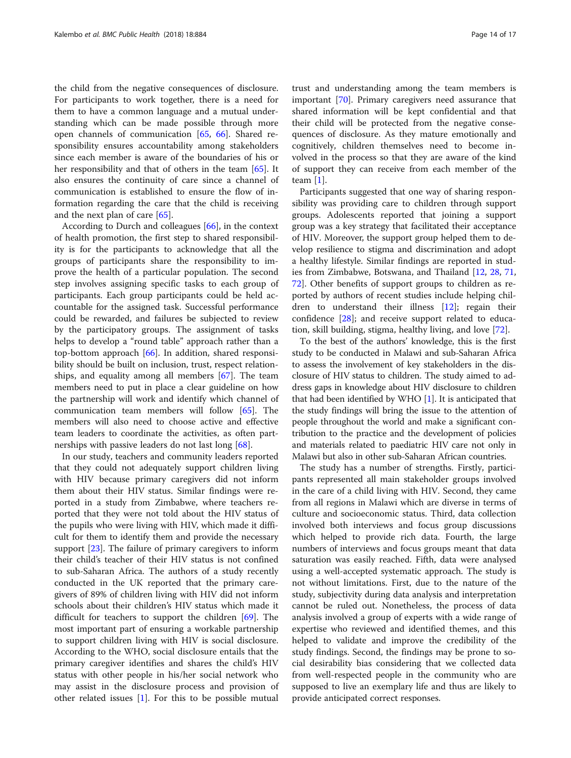the child from the negative consequences of disclosure. For participants to work together, there is a need for them to have a common language and a mutual understanding which can be made possible through more open channels of communication [65, 66]. Shared responsibility ensures accountability among stakeholders since each member is aware of the boundaries of his or her responsibility and that of others in the team [65]. It also ensures the continuity of care since a channel of communication is established to ensure the flow of information regarding the care that the child is receiving and the next plan of care [65].

According to Durch and colleagues [66], in the context of health promotion, the first step to shared responsibility is for the participants to acknowledge that all the groups of participants share the responsibility to improve the health of a particular population. The second step involves assigning specific tasks to each group of participants. Each group participants could be held accountable for the assigned task. Successful performance could be rewarded, and failures be subjected to review by the participatory groups. The assignment of tasks helps to develop a "round table" approach rather than a top-bottom approach [66]. In addition, shared responsibility should be built on inclusion, trust, respect relationships, and equality among all members [67]. The team members need to put in place a clear guideline on how the partnership will work and identify which channel of communication team members will follow [65]. The members will also need to choose active and effective team leaders to coordinate the activities, as often partnerships with passive leaders do not last long [68].

In our study, teachers and community leaders reported that they could not adequately support children living with HIV because primary caregivers did not inform them about their HIV status. Similar findings were reported in a study from Zimbabwe, where teachers reported that they were not told about the HIV status of the pupils who were living with HIV, which made it difficult for them to identify them and provide the necessary support [23]. The failure of primary caregivers to inform their child's teacher of their HIV status is not confined to sub-Saharan Africa. The authors of a study recently conducted in the UK reported that the primary caregivers of 89% of children living with HIV did not inform schools about their children's HIV status which made it difficult for teachers to support the children [69]. The most important part of ensuring a workable partnership to support children living with HIV is social disclosure. According to the WHO, social disclosure entails that the primary caregiver identifies and shares the child's HIV status with other people in his/her social network who may assist in the disclosure process and provision of other related issues [1]. For this to be possible mutual trust and understanding among the team members is important [70]. Primary caregivers need assurance that shared information will be kept confidential and that their child will be protected from the negative consequences of disclosure. As they mature emotionally and cognitively, children themselves need to become involved in the process so that they are aware of the kind of support they can receive from each member of the team [1].

Participants suggested that one way of sharing responsibility was providing care to children through support groups. Adolescents reported that joining a support group was a key strategy that facilitated their acceptance of HIV. Moreover, the support group helped them to develop resilience to stigma and discrimination and adopt a healthy lifestyle. Similar findings are reported in studies from Zimbabwe, Botswana, and Thailand [12, 28, 71, 72]. Other benefits of support groups to children as reported by authors of recent studies include helping children to understand their illness [12]; regain their confidence [28]; and receive support related to education, skill building, stigma, healthy living, and love [72].

To the best of the authors' knowledge, this is the first study to be conducted in Malawi and sub-Saharan Africa to assess the involvement of key stakeholders in the disclosure of HIV status to children. The study aimed to address gaps in knowledge about HIV disclosure to children that had been identified by WHO [1]. It is anticipated that the study findings will bring the issue to the attention of people throughout the world and make a significant contribution to the practice and the development of policies and materials related to paediatric HIV care not only in Malawi but also in other sub-Saharan African countries.

The study has a number of strengths. Firstly, participants represented all main stakeholder groups involved in the care of a child living with HIV. Second, they came from all regions in Malawi which are diverse in terms of culture and socioeconomic status. Third, data collection involved both interviews and focus group discussions which helped to provide rich data. Fourth, the large numbers of interviews and focus groups meant that data saturation was easily reached. Fifth, data were analysed using a well-accepted systematic approach. The study is not without limitations. First, due to the nature of the study, subjectivity during data analysis and interpretation cannot be ruled out. Nonetheless, the process of data analysis involved a group of experts with a wide range of expertise who reviewed and identified themes, and this helped to validate and improve the credibility of the study findings. Second, the findings may be prone to social desirability bias considering that we collected data from well-respected people in the community who are supposed to live an exemplary life and thus are likely to provide anticipated correct responses.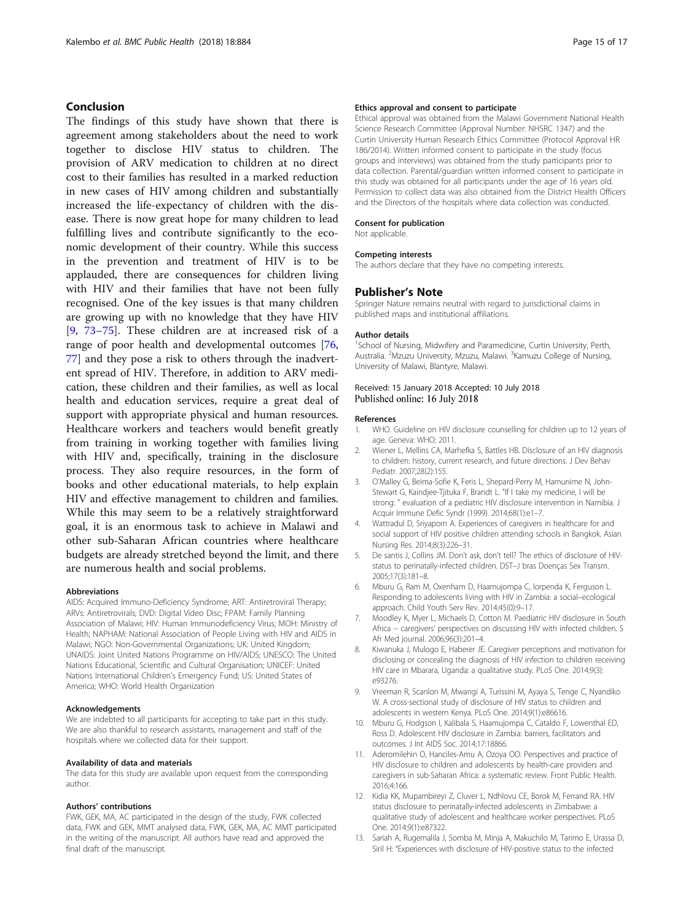## Conclusion

The findings of this study have shown that there is agreement among stakeholders about the need to work together to disclose HIV status to children. The provision of ARV medication to children at no direct cost to their families has resulted in a marked reduction in new cases of HIV among children and substantially increased the life-expectancy of children with the disease. There is now great hope for many children to lead fulfilling lives and contribute significantly to the economic development of their country. While this success in the prevention and treatment of HIV is to be applauded, there are consequences for children living with HIV and their families that have not been fully recognised. One of the key issues is that many children are growing up with no knowledge that they have HIV [9, 73–75]. These children are at increased risk of a range of poor health and developmental outcomes [76, 77] and they pose a risk to others through the inadvertent spread of HIV. Therefore, in addition to ARV medication, these children and their families, as well as local health and education services, require a great deal of support with appropriate physical and human resources. Healthcare workers and teachers would benefit greatly from training in working together with families living with HIV and, specifically, training in the disclosure process. They also require resources, in the form of books and other educational materials, to help explain HIV and effective management to children and families. While this may seem to be a relatively straightforward goal, it is an enormous task to achieve in Malawi and other sub-Saharan African countries where healthcare budgets are already stretched beyond the limit, and there are numerous health and social problems.

#### Abbreviations

AIDS: Acquired Immuno-Deficiency Syndrome; ART: Antiretroviral Therapy; ARVs: Antiretrovirals; DVD: Digital Video Disc; FPAM: Family Planning Association of Malawi; HIV: Human Immunodeficiency Virus; MOH: Ministry of Health; NAPHAM: National Association of People Living with HIV and AIDS in Malawi; NGO: Non-Governmental Organizations; UK: United Kingdom; UNAIDS: Joint United Nations Programme on HIV/AIDS; UNESCO: The United Nations Educational, Scientific and Cultural Organisation; UNICEF: United Nations International Children's Emergency Fund; US: United States of America; WHO: World Health Organization

#### Acknowledgements

We are indebted to all participants for accepting to take part in this study. We are also thankful to research assistants, management and staff of the hospitals where we collected data for their support.

#### Availability of data and materials

The data for this study are available upon request from the corresponding author.

#### Authors' contributions

FWK, GEK, MA, AC participated in the design of the study, FWK collected data, FWK and GEK, MMT analysed data, FWK, GEK, MA, AC MMT participated in the writing of the manuscript. All authors have read and approved the final draft of the manuscript.

#### Ethics approval and consent to participate

Ethical approval was obtained from the Malawi Government National Health Science Research Committee (Approval Number: NHSRC 1347) and the Curtin University Human Research Ethics Committee (Protocol Approval HR 186/2014). Written informed consent to participate in the study (focus groups and interviews) was obtained from the study participants prior to data collection. Parental/guardian written informed consent to participate in this study was obtained for all participants under the age of 16 years old. Permission to collect data was also obtained from the District Health Officers and the Directors of the hospitals where data collection was conducted.

#### Consent for publication

Not applicable.

#### Competing interests

The authors declare that they have no competing interests.

## Publisher's Note

Springer Nature remains neutral with regard to jurisdictional claims in published maps and institutional affiliations.

#### Author details

[1]School of Nursing, Midwifery and Paramedicine, Curtin University, Perth, Australia. [2]Mzuzu University, Mzuzu, Malawi. [3]Kamuzu College of Nursing, University of Malawi, Blantyre, Malawi.

Received: 15 January 2018 Accepted: 10 July 2018
Published online: 16 July 2018

#### References

1. WHO. Guideline on HIV disclosure counselling for children up to 12 years of age. Geneva: WHO; 2011.
2. Wiener L, Mellins CA, Marhefka S, Battles HB. Disclosure of an HIV diagnosis to children: history, current research, and future directions. J Dev Behav Pediatr. 2007;28(2):155.
3. O'Malley G, Beima-Sofie K, Feris L, Shepard-Perry M, Hamunime N, John-Stewart G, Kaindjee-Tjituka F, Brandt L. "If I take my medicine, I will be strong: " evaluation of a pediatric HIV disclosure intervention in Namibia. J Acquir Immune Defic Syndr (1999). 2014;68(1):e1–7.
4. Wattradul D, Sriyaporn A. Experiences of caregivers in healthcare for and social support of HIV positive children attending schools in Bangkok. Asian Nursing Res. 2014;8(3):226–31.
5. De santis J, Collins JM. Don't ask, don't tell? The ethics of disclosure of HIV-status to perinatally-infected children. DST–J bras Doenças Sex Transm. 2005;17(3):181–8.
6. Mburu G, Ram M, Oxenham D, Haamujompa C, Iorpenda K, Ferguson L. Responding to adolescents living with HIV in Zambia: a social–ecological approach. Child Youth Serv Rev. 2014;45(0):9–17.
7. Moodley K, Myer L, Michaels D, Cotton M. Paediatric HIV disclosure in South Africa -- caregivers' perspectives on discussing HIV with infected children. S Afr Med journal. 2006;96(3):201–4.
8. Kiwanuka J, Mulogo E, Haberer JE. Caregiver perceptions and motivation for disclosing or concealing the diagnosis of HIV infection to children receiving HIV care in Mbarara, Uganda: a qualitative study. PLoS One. 2014;9(3): e93276.
9. Vreeman R, Scanlon M, Mwangi A, Turissini M, Ayaya S, Tenge C, Nyandiko W. A cross-sectional study of disclosure of HIV status to children and adolescents in western Kenya. PLoS One. 2014;9(1):e86616.
10. Mburu G, Hodgson I, Kalibala S, Haamujompa C, Cataldo F, Lowenthal ED, Ross D. Adolescent HIV disclosure in Zambia: barriers, facilitators and outcomes. J Int AIDS Soc. 2014;17:18866.
11. Aderomilehin O, Hanciles-Amu A, Ozoya OO. Perspectives and practice of HIV disclosure to children and adolescents by health-care providers and caregivers in sub-Saharan Africa: a systematic review. Front Public Health. 2016;4:166.
12. Kidia KK, Mupambireyi Z, Cluver L, Ndhlovu CE, Borok M, Ferrand RA. HIV status disclosure to perinatally-infected adolescents in Zimbabwe: a qualitative study of adolescent and healthcare worker perspectives. PLoS One. 2014;9(1):e87322.
13. Sariah A, Rugemalila J, Somba M, Minja A, Makuchilo M, Tarimo E, Urassa D, Siril H: "Experiences with disclosure of HIV-positive status to the infected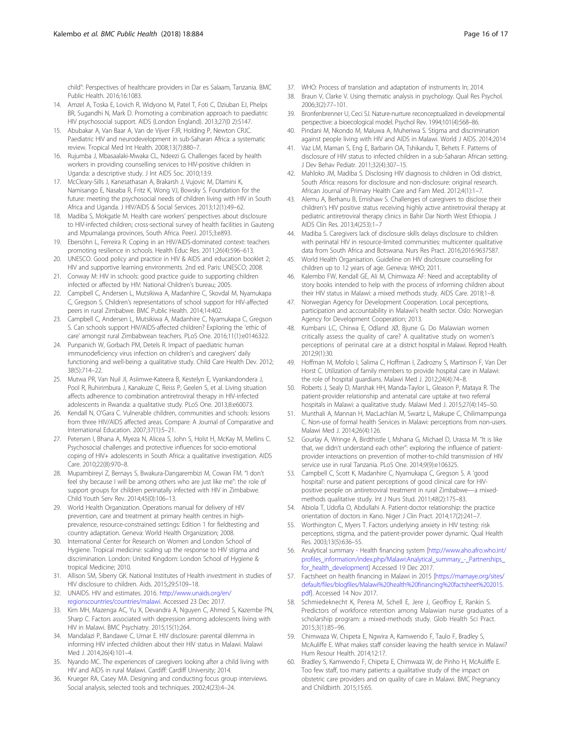child": Perspectives of healthcare providers in Dar es Salaam, Tanzania. BMC Public Health. 2016;16:1083.

14. Amzel A, Toska E, Lovich R, Widyono M, Patel T, Foti C, Dziuban EJ, Phelps BR, Sugandhi N, Mark D. Promoting a combination approach to paediatric HIV psychosocial support. AIDS (London England). 2013;27(0 2):S147.
15. Abubakar A, Van Baar A, Van de Vijver FJR, Holding P, Newton CRJC. Paediatric HIV and neurodevelopment in sub-Saharan Africa: a systematic review. Tropical Med Int Health. 2008;13(7):880–7.
16. Rujumba J, Mbasaalaki-Mwaka CL, Ndeezi G. Challenges faced by health workers in providing counselling services to HIV-positive children in Uganda: a descriptive study. J Int AIDS Soc. 2010;13:9.
17. McCleary-Sills J, Kanesathasan A, Brakarsh J, Vujovic M, Dlamini K, Namisango E, Nasaba R, Fritz K, Wong VJ, Bowsky S. Foundation for the future: meeting the psychosocial needs of children living with HIV in South Africa and Uganda. J HIV/AIDS & Social Services. 2013;12(1):49–62.
18. Madiba S, Mokgatle M. Health care workers' perspectives about disclosure to HIV-infected children; cross-sectional survey of health facilities in Gauteng and Mpumalanga provinces, South Africa. PeerJ. 2015;3:e893.
19. Ebersöhn L, Ferreira R. Coping in an HIV/AIDS-dominated context: teachers promoting resilience in schools. Health Educ Res. 2011;26(4):596–613.
20. UNESCO. Good policy and practice in HIV & AIDS and education booklet 2; HIV and supportive learning environments. 2nd ed. Paris: UNESCO; 2008.
21. Conway M: HIV in schools: good practice guide to supporting children infected or affected by HIV: National Children's bureau; 2005.
22. Campbell C, Andersen L, Mutsikiwa A, Madanhire C, Skovdal M, Nyamukapa C, Gregson S. Children's representations of school support for HIV-affected peers in rural Zimbabwe. BMC Public Health. 2014;14:402.
23. Campbell C, Andersen L, Mutsikiwa A, Madanhire C, Nyamukapa C, Gregson S. Can schools support HIV/AIDS-affected children? Exploring the 'ethic of care' amongst rural Zimbabwean teachers. PLoS One. 2016;11(1):e0146322.
24. Punpanich W, Gorbach PM, Detels R. Impact of paediatric human immunodeficiency virus infection on children's and caregivers' daily functioning and well-being: a qualitative study. Child Care Health Dev. 2012; 38(5):714–22.
25. Mutwa PR, Van Nuil JI, Asiimwe-Kateera B, Kestelyn E, Vyankandondera J, Pool R, Ruhirimbura J, Kanakuze C, Reiss P, Geelen S, et al. Living situation affects adherence to combination antiretroviral therapy in HIV-infected adolescents in Rwanda: a qualitative study. PLoS One. 2013;8:e60073.
26. Kendall N, O'Gara C. Vulnerable children, communities and schools: lessons from three HIV/AIDS affected areas. Compare: A Journal of Comparative and International Education. 2007;37(1):5–21.
27. Petersen I, Bhana A, Myeza N, Alicea S, John S, Holst H, McKay M, Mellins C. Psychosocial challenges and protective influences for socio-emotional coping of HIV+ adolescents in South Africa: a qualitative investigation. AIDS Care. 2010;22(8):970–8.
28. Mupambireyi Z, Bernays S, Bwakura-Dangarembizi M, Cowan FM. "I don't feel shy because I will be among others who are just like me": the role of support groups for children perinatally infected with HIV in Zimbabwe. Child Youth Serv Rev. 2014;45(0):106–13.
29. World Health Organization. Operations manual for delivery of HIV prevention, care and treatment at primary health centres in high-prevalence, resource-constrained settings: Edition 1 for fieldtesting and country adaptation. Geneva: World Health Organization; 2008.
30. International Center for Research on Women and London School of Hygiene. Tropical medicine: scaling up the response to HIV stigma and discrimination. London: United Kingdom: London School of Hygiene & tropical Medicine; 2010.
31. Allison SM, Siberry GK. National Institutes of Health investment in studies of HIV disclosure to children. Aids. 2015;29:S109–18.
32. UNAIDS. HIV and estimates. 2016. http://www.unaids.org/en/regionscountries/countries/malawi. Accessed 23 Dec 2017.
33. Kim MH, Mazenga AC, Yu X, Devandra A, Nguyen C, Ahmed S, Kazembe PN, Sharp C. Factors associated with depression among adolescents living with HIV in Malawi. BMC Psychiatry. 2015;15(1):264.
34. Mandalazi P, Bandawe C, Umar E. HIV disclosure: parental dilemma in informing HIV infected children about their HIV status in Malawi. Malawi Med J. 2014;26(4):101–4.
35. Nyando MC. The experiences of caregivers looking after a child living with HIV and AIDS in rural Malawi. Cardiff: Cardiff University; 2014.
36. Krueger RA, Casey MA. Designing and conducting focus group interviews. Social analysis, selected tools and techniques. 2002;4(23):4–24.
37. WHO: Process of translation and adaptation of instruments In; 2014.
38. Braun V, Clarke V. Using thematic analysis in psychology. Qual Res Psychol. 2006;3(2):77–101.
39. Bronfenbrenner U, Ceci SJ. Nature-nurture reconceptualized in developmental perspective: a bioecological model. Psychol Rev. 1994;101(4):568–86.
40. Pindani M, Nkondo M, Maluwa A, Muheriwa S. Stigma and discrimination against people living with HIV and AIDS in Malawi. World J AIDS. 2014;2014
41. Vaz LM, Maman S, Eng E, Barbarin OA, Tshikandu T, Behets F. Patterns of disclosure of HIV status to infected children in a sub-Saharan African setting. J Dev Behav Pediatr. 2011;32(4):307–15.
42. Mahloko JM, Madiba S. Disclosing HIV diagnosis to children in Odi district, South Africa: reasons for disclosure and non-disclosure: original research. African Journal of Primary Health Care and Fam Med. 2012;4(1):1–7.
43. Alemu A, Berhanu B, Emishaw S. Challenges of caregivers to disclose their children's HIV positive status receiving highly active antiretroviral therapy at pediatric antiretroviral therapy clinics in Bahir Dar North West Ethiopia. J AIDS Clin Res. 2013;4(253):1–7
44. Madiba S. Caregivers lack of disclosure skills delays disclosure to children with perinatal HIV in resource-limited communities: multicenter qualitative data from South Africa and Botswana. Nurs Res Pract. 2016;2016:9637587.
45. World Health Organisation. Guideline on HIV disclosure counselling for children up to 12 years of age. Geneva: WHO; 2011.
46. Kalembo FW, Kendall GE, Ali M, Chimwaza AF: Need and acceptability of story books intended to help with the process of informing children about their HIV status in Malawi: a mixed methods study. AIDS Care. 2018;1–8.
47. Norwegian Agency for Development Cooperation. Local perceptions, participation and accountability in Malawi's health sector. Oslo: Norwegian Agency for Development Cooperation; 2013.
48. Kumbani LC, Chirwa E, Odland JØ, Bjune G. Do Malawian women critically assess the quality of care? A qualitative study on women's perceptions of perinatal care at a district hospital in Malawi. Reprod Health. 2012;9(1):30.
49. Hoffman M, Mofolo I, Salima C, Hoffman I, Zadrozny S, Martinson F, Van Der Horst C. Utilization of family members to provide hospital care in Malawi: the role of hospital guardians. Malawi Med J. 2012;24(4):74–8.
50. Roberts J, Sealy D, Marshak HH, Manda-Taylor L, Gleason P, Mataya R. The patient-provider relationship and antenatal care uptake at two referral hospitals in Malawi: a qualitative study. Malawi Med J. 2015;27(4):145–50.
51. Munthali A, Mannan H, MacLachlan M, Swartz L, Makupe C, Chilimampunga C. Non-use of formal health Services in Malawi: perceptions from non-users. Malawi Med J. 2014;26(4):126.
52. Gourlay A, Wringe A, Birdthistle I, Mshana G, Michael D, Urassa M. "It is like that, we didn't understand each other": exploring the influence of patient-provider interactions on prevention of mother-to-child transmission of HIV service use in rural Tanzania. PLoS One. 2014;9(9):e106325.
53. Campbell C, Scott K, Madanhire C, Nyamukapa C, Gregson S. A 'good hospital': nurse and patient perceptions of good clinical care for HIV-positive people on antiretroviral treatment in rural Zimbabwe—a mixed-methods qualitative study. Int J Nurs Stud. 2011;48(2):175–83.
54. Abiola T, Udofia O, Abdullahi A. Patient-doctor relationship: the practice orientation of doctors in Kano. Niger J Clin Pract. 2014;17(2):241–7.
55. Worthington C, Myers T. Factors underlying anxiety in HIV testing: risk perceptions, stigma, and the patient-provider power dynamic. Qual Health Res. 2003;13(5):636–55.
56. Analytical summary - Health financing system [http://www.aho.afro.who.int/profiles_information/index.php/Malawi:Analytical_summary_-_Partnerships_for_health_development] Accessed 19 Dec 2017.
57. Factsheet on health financing in Malawi in 2015 [https://mamaye.org/sites/default/files/blogfiles/Malawi%20health%20financing%20factsheet%202015.pdf]. Accessed 14 Nov 2017.
58. Schmiedeknecht K, Perera M, Schell E, Jere J, Geoffroy E, Rankin S. Predictors of workforce retention among Malawian nurse graduates of a scholarship program: a mixed-methods study. Glob Health Sci Pract. 2015;3(1):85–96.
59. Chimwaza W, Chipeta E, Ngwira A, Kamwendo F, Taulo F, Bradley S, McAuliffe E. What makes staff consider leaving the health service in Malawi? Hum Resour Health. 2014;12:17.
60. Bradley S, Kamwendo F, Chipeta E, Chimwaza W, de Pinho H, McAuliffe E. Too few staff, too many patients: a qualitative study of the impact on obstetric care providers and on quality of care in Malawi. BMC Pregnancy and Childbirth. 2015;15:65.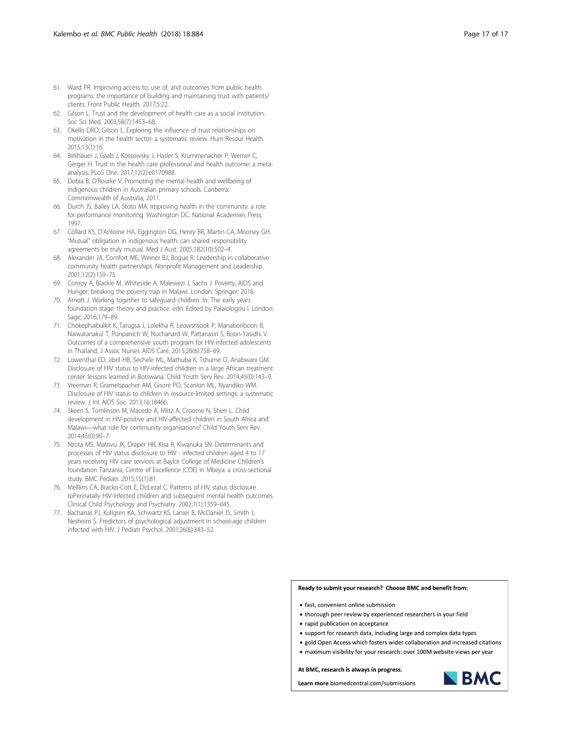61. Ward PR. Improving access to, use of, and outcomes from public health programs: the importance of building and maintaining trust with patients/ clients. Front Public Health. 2017;5:22.
62. Gilson L. Trust and the development of health care as a social institution. Soc Sci Med. 2003;56(7):1453–68.
63. Okello DRO, Gilson L. Exploring the influence of trust relationships on motivation in the health sector: a systematic review. Hum Resour Health. 2015;13(1):16.
64. Birkhäuer J, Gaab J, Kossowsky J, Hasler S, Krummenacher P, Werner C, Gerger H. Trust in the health care professional and health outcome: a meta-analysis. PLoS One. 2017;12(2):e0170988.
65. Dobia B, O'Rourke V. Promoting the mental health and wellbeing of Indigenous children in Australian primary schools. Canberra: Commonwealth of Australia; 2011.
66. Durch JS, Bailey LA, Stoto MA. Improving health in the community: a role for performance monitoring. Washington DC: National Academies Press; 1997.
67. Collard KS, D'Antoine HA, Eggington DG, Henry BR, Martin CA, Mooney GH. "Mutual" obligation in indigenous health: can shared responsibility agreements be truly mutual. Med J Aust. 2005;182(10):502–4.
68. Alexander JA, Comfort ME, Weiner BJ, Bogue R. Leadership in collaborative community health partnerships. Nonprofit Management and Leadership. 2001;12(2):159–75.
69. Conroy A, Blackie M, Whiteside A, Malewezi J, Sachs J. Poverty, AIDS and Hunger: breaking the poverty trap in Malawi. London: Springer; 2016.
70. Arnott J. Working together to safeguard children. In: The early years foundation stage: theory and practice. edn. Edited by Palaiologou I. London: Sage; 2016;179–89.
71. Chokephaibulkit K, Tarugsa J, Lolekha R, Leowsrisook P, Manaboriboon B, Naiwatanakul T, Punpanich W, Nuchanard W, Pattanasin S, Boon-Yasidhi V. Outcomes of a comprehensive youth program for HIV-infected adolescents in Thailand. J Assoc Nurses AIDS Care. 2015;26(6):758–69.
72. Lowenthal ED, Jibril HB, Sechele ML, Mathuba K, Tshume O, Anabwani GM. Disclosure of HIV status to HIV-infected children in a large African treatment center: lessons learned in Botswana. Child Youth Serv Rev. 2014;45(0):143–9.
73. Vreeman R, Gramelspacher AM, Gisore PO, Scanlon ML, Nyandiko WM. Disclosure of HIV status to children in resource-limited settings: a systematic review. J Int AIDS Soc. 2013;16:18466.
74. Skeen S, Tomlinson M, Macedo A, Miltz A, Croome N, Sherr L. Child development in HIV-positive and HIV-affected children in South Africa and Malawi—what role for community organisations? Child Youth Serv Rev. 2014;45(0):90–7.
75. Nzota MS, Matovu JK, Draper HR, Kisa R, Kiwanuka SN. Determinants and processes of HIV status disclosure to HIV - infected children aged 4 to 17 years receiving HIV care services at Baylor College of Medicine Children's foundation Tanzania, Centre of Excellence (COE) in Mbeya: a cross-sectional study. BMC Pediatr. 2015;15(1):81.
76. Melllins CA, Brackis-Cott E, DoLezal C. Patterns of HIV status disclosure toPerinatally HIV-infected children and subsequent mental health outcomes. Clinical Child Psychology and Psychiatry. 2002;7(1):1359–045.
77. Bachanas PJ, Kullgren KA, Schwartz KS, Lanier B, McDaniel JS, Smith J, Nesheim S. Predictors of psychological adjustment in school-age children infected with HIV. J Pediatr Psychol. 2001;26(6):343–52.

**Ready to submit your research? Choose BMC and benefit from:**

- fast, convenient online submission
- thorough peer review by experienced researchers in your field
- rapid publication on acceptance
- support for research data, including large and complex data types
- gold Open Access which fosters wider collaboration and increased citations
- maximum visibility for your research: over 100M website views per year

**At BMC, research is always in progress.**

**Learn more** biomedcentral.com/submissions

BMC